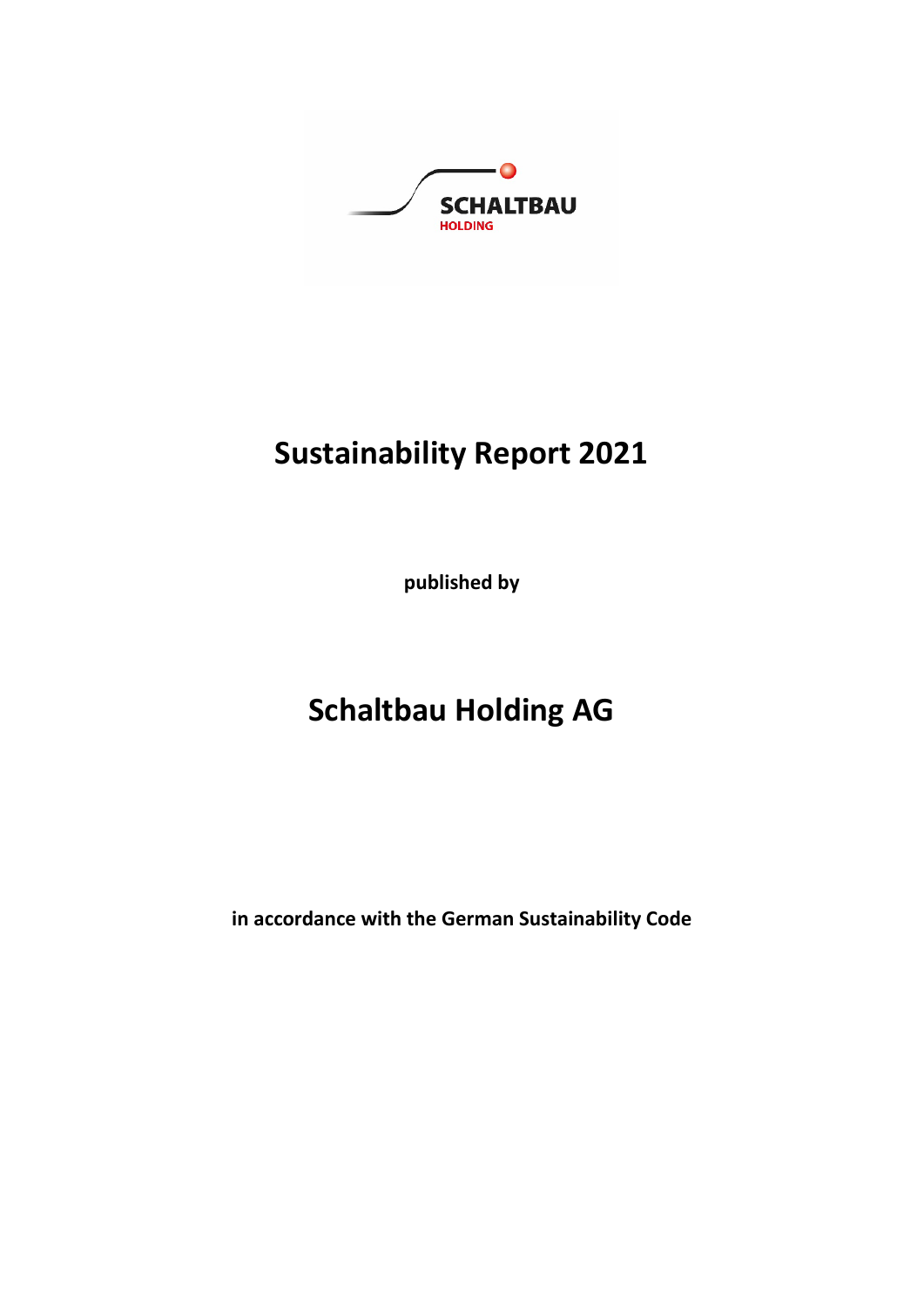SCHALTBAU
HOLDING

# Sustainability Report 2021

**published by**

# Schaltbau Holding AG

**in accordance with the German Sustainability Code**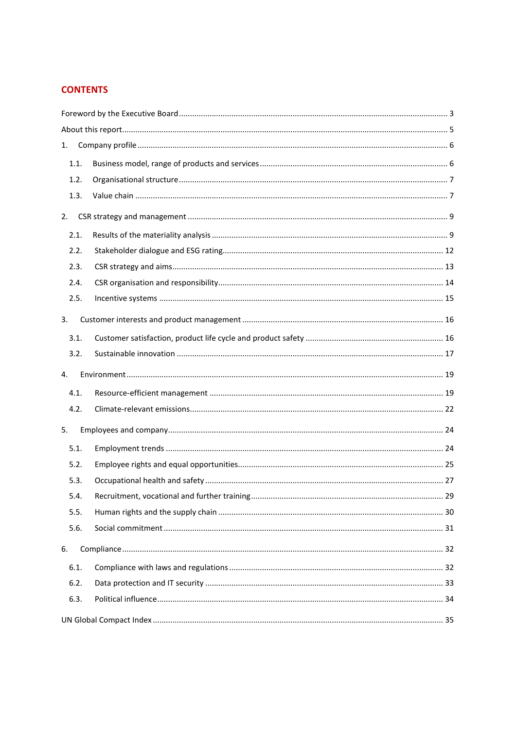## CONTENTS

Foreword by the Executive Board ... 3

About this report ... 5

1. Company profile ... 6
   - 1.1. Business model, range of products and services ... 6
   - 1.2. Organisational structure ... 7
   - 1.3. Value chain ... 7
2. CSR strategy and management ... 9
   - 2.1. Results of the materiality analysis ... 9
   - 2.2. Stakeholder dialogue and ESG rating ... 12
   - 2.3. CSR strategy and aims ... 13
   - 2.4. CSR organisation and responsibility ... 14
   - 2.5. Incentive systems ... 15
3. Customer interests and product management ... 16
   - 3.1. Customer satisfaction, product life cycle and product safety ... 16
   - 3.2. Sustainable innovation ... 17
4. Environment ... 19
   - 4.1. Resource-efficient management ... 19
   - 4.2. Climate-relevant emissions ... 22
5. Employees and company ... 24
   - 5.1. Employment trends ... 24
   - 5.2. Employee rights and equal opportunities ... 25
   - 5.3. Occupational health and safety ... 27
   - 5.4. Recruitment, vocational and further training ... 29
   - 5.5. Human rights and the supply chain ... 30
   - 5.6. Social commitment ... 31
6. Compliance ... 32
   - 6.1. Compliance with laws and regulations ... 32
   - 6.2. Data protection and IT security ... 33
   - 6.3. Political influence ... 34

UN Global Compact Index ... 35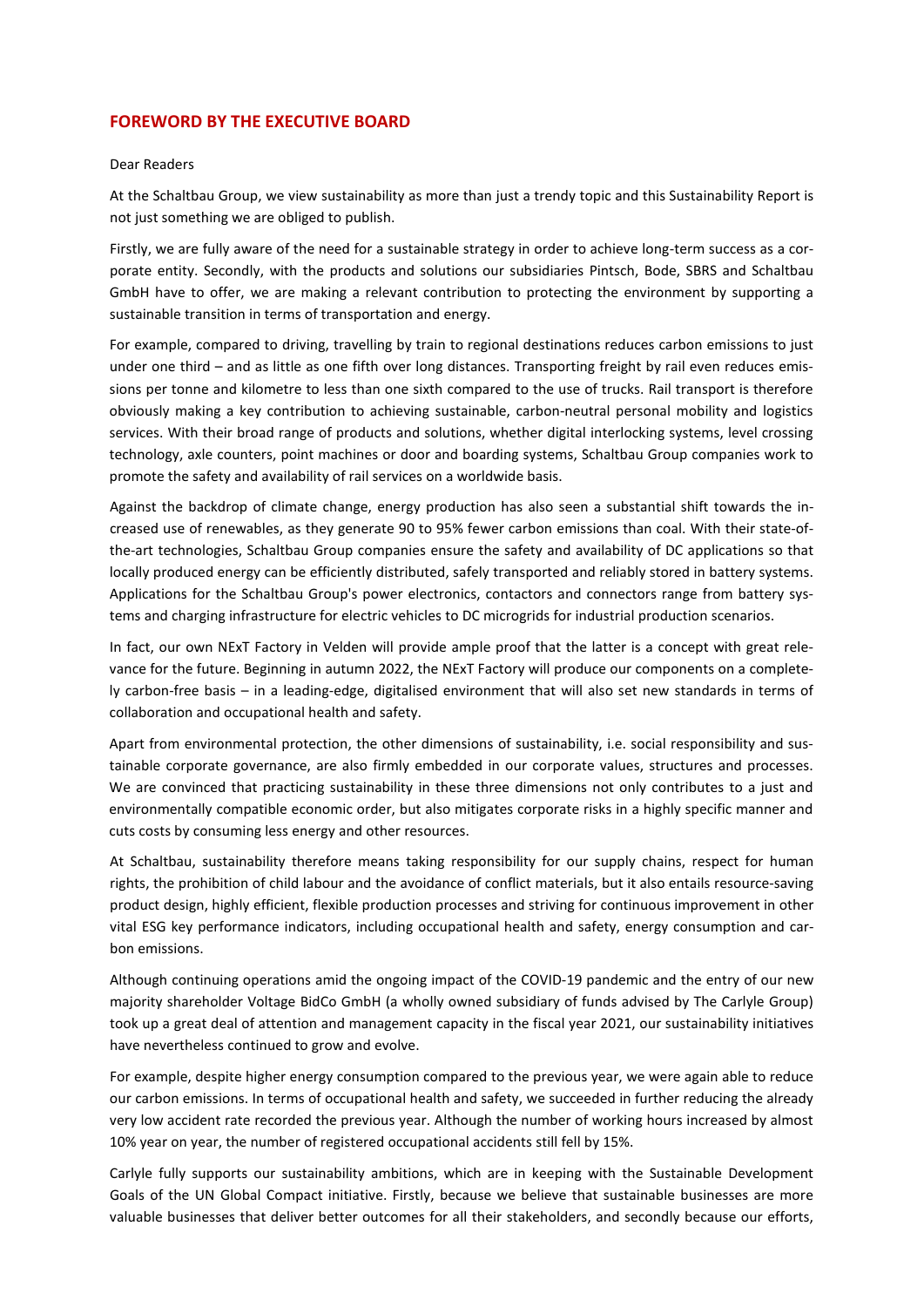## FOREWORD BY THE EXECUTIVE BOARD

Dear Readers

At the Schaltbau Group, we view sustainability as more than just a trendy topic and this Sustainability Report is not just something we are obliged to publish.

Firstly, we are fully aware of the need for a sustainable strategy in order to achieve long-term success as a corporate entity. Secondly, with the products and solutions our subsidiaries Pintsch, Bode, SBRS and Schaltbau GmbH have to offer, we are making a relevant contribution to protecting the environment by supporting a sustainable transition in terms of transportation and energy.

For example, compared to driving, travelling by train to regional destinations reduces carbon emissions to just under one third – and as little as one fifth over long distances. Transporting freight by rail even reduces emissions per tonne and kilometre to less than one sixth compared to the use of trucks. Rail transport is therefore obviously making a key contribution to achieving sustainable, carbon-neutral personal mobility and logistics services. With their broad range of products and solutions, whether digital interlocking systems, level crossing technology, axle counters, point machines or door and boarding systems, Schaltbau Group companies work to promote the safety and availability of rail services on a worldwide basis.

Against the backdrop of climate change, energy production has also seen a substantial shift towards the increased use of renewables, as they generate 90 to 95% fewer carbon emissions than coal. With their state-of-the-art technologies, Schaltbau Group companies ensure the safety and availability of DC applications so that locally produced energy can be efficiently distributed, safely transported and reliably stored in battery systems. Applications for the Schaltbau Group's power electronics, contactors and connectors range from battery systems and charging infrastructure for electric vehicles to DC microgrids for industrial production scenarios.

In fact, our own NExT Factory in Velden will provide ample proof that the latter is a concept with great relevance for the future. Beginning in autumn 2022, the NExT Factory will produce our components on a completely carbon-free basis – in a leading-edge, digitalised environment that will also set new standards in terms of collaboration and occupational health and safety.

Apart from environmental protection, the other dimensions of sustainability, i.e. social responsibility and sustainable corporate governance, are also firmly embedded in our corporate values, structures and processes. We are convinced that practicing sustainability in these three dimensions not only contributes to a just and environmentally compatible economic order, but also mitigates corporate risks in a highly specific manner and cuts costs by consuming less energy and other resources.

At Schaltbau, sustainability therefore means taking responsibility for our supply chains, respect for human rights, the prohibition of child labour and the avoidance of conflict materials, but it also entails resource-saving product design, highly efficient, flexible production processes and striving for continuous improvement in other vital ESG key performance indicators, including occupational health and safety, energy consumption and carbon emissions.

Although continuing operations amid the ongoing impact of the COVID-19 pandemic and the entry of our new majority shareholder Voltage BidCo GmbH (a wholly owned subsidiary of funds advised by The Carlyle Group) took up a great deal of attention and management capacity in the fiscal year 2021, our sustainability initiatives have nevertheless continued to grow and evolve.

For example, despite higher energy consumption compared to the previous year, we were again able to reduce our carbon emissions. In terms of occupational health and safety, we succeeded in further reducing the already very low accident rate recorded the previous year. Although the number of working hours increased by almost 10% year on year, the number of registered occupational accidents still fell by 15%.

Carlyle fully supports our sustainability ambitions, which are in keeping with the Sustainable Development Goals of the UN Global Compact initiative. Firstly, because we believe that sustainable businesses are more valuable businesses that deliver better outcomes for all their stakeholders, and secondly because our efforts,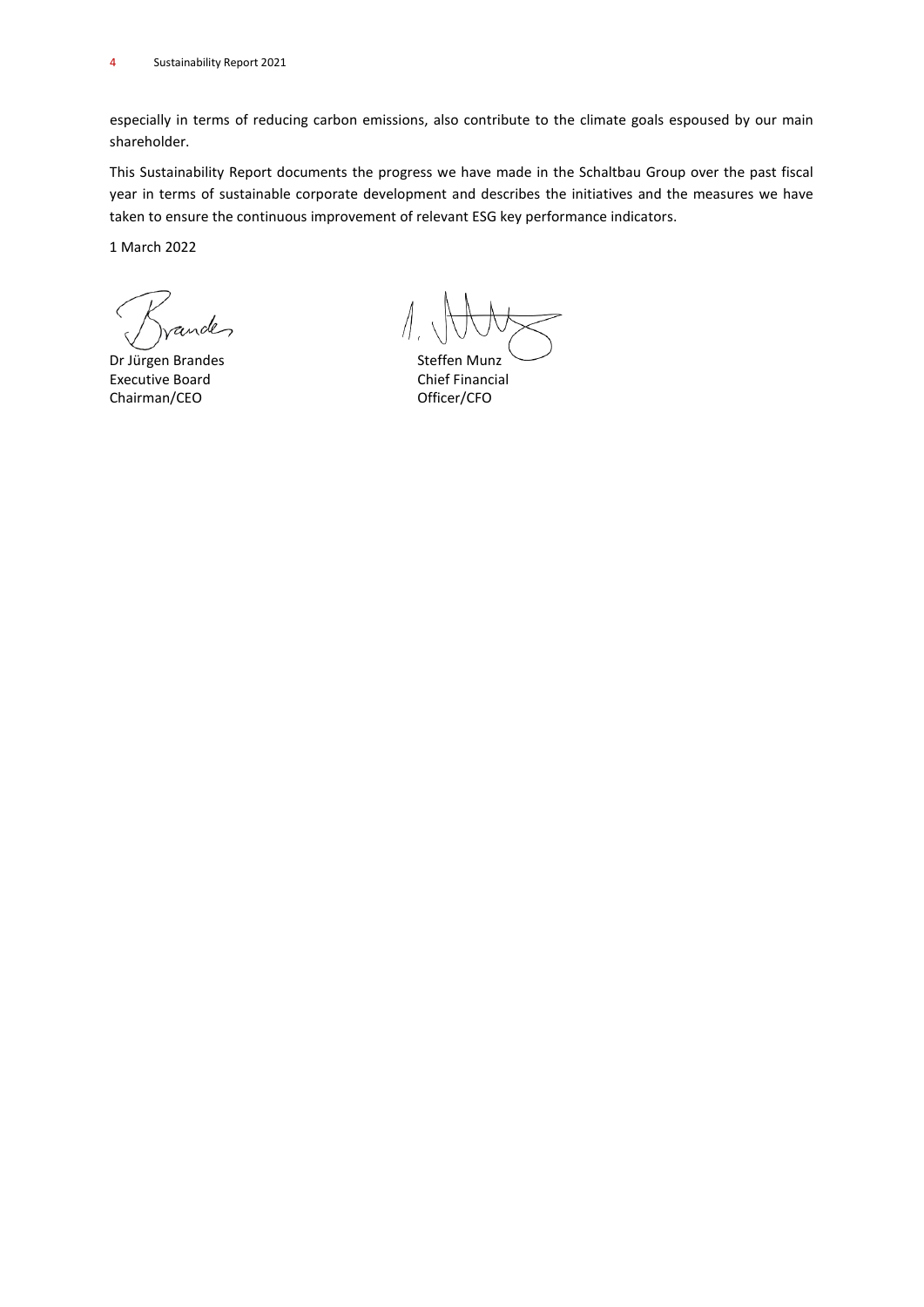especially in terms of reducing carbon emissions, also contribute to the climate goals espoused by our main shareholder.

This Sustainability Report documents the progress we have made in the Schaltbau Group over the past fiscal year in terms of sustainable corporate development and describes the initiatives and the measures we have taken to ensure the continuous improvement of relevant ESG key performance indicators.

1 March 2022

| | |
|---|---|
| Dr Jürgen Brandes | Steffen Munz |
| Executive Board | Chief Financial |
| Chairman/CEO | Officer/CFO |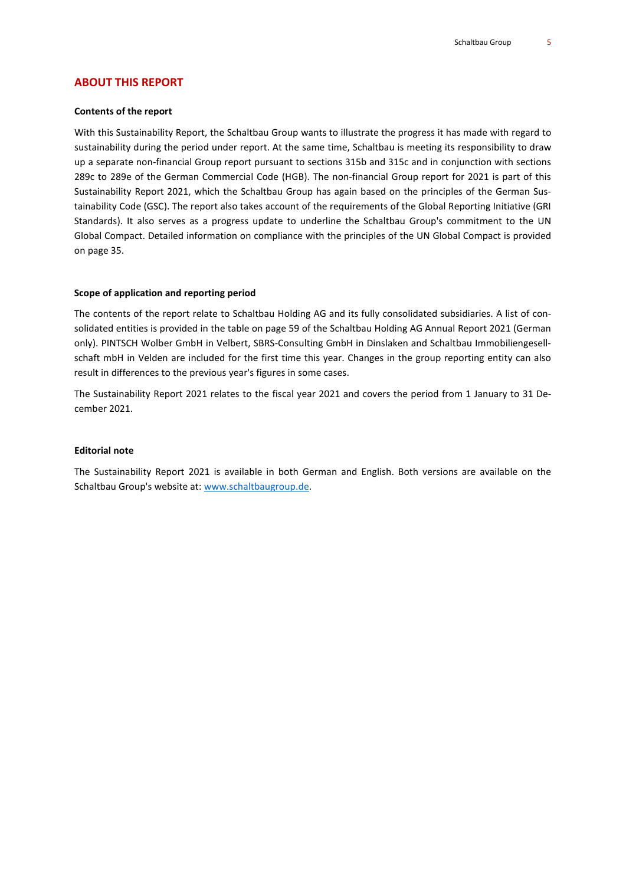## ABOUT THIS REPORT

**Contents of the report**

With this Sustainability Report, the Schaltbau Group wants to illustrate the progress it has made with regard to sustainability during the period under report. At the same time, Schaltbau is meeting its responsibility to draw up a separate non-financial Group report pursuant to sections 315b and 315c and in conjunction with sections 289c to 289e of the German Commercial Code (HGB). The non-financial Group report for 2021 is part of this Sustainability Report 2021, which the Schaltbau Group has again based on the principles of the German Sustainability Code (GSC). The report also takes account of the requirements of the Global Reporting Initiative (GRI Standards). It also serves as a progress update to underline the Schaltbau Group's commitment to the UN Global Compact. Detailed information on compliance with the principles of the UN Global Compact is provided on page 35.

**Scope of application and reporting period**

The contents of the report relate to Schaltbau Holding AG and its fully consolidated subsidiaries. A list of consolidated entities is provided in the table on page 59 of the Schaltbau Holding AG Annual Report 2021 (German only). PINTSCH Wolber GmbH in Velbert, SBRS-Consulting GmbH in Dinslaken and Schaltbau Immobiliengesellschaft mbH in Velden are included for the first time this year. Changes in the group reporting entity can also result in differences to the previous year's figures in some cases.

The Sustainability Report 2021 relates to the fiscal year 2021 and covers the period from 1 January to 31 December 2021.

**Editorial note**

The Sustainability Report 2021 is available in both German and English. Both versions are available on the Schaltbau Group's website at: [www.schaltbaugroup.de](http://www.schaltbaugroup.de).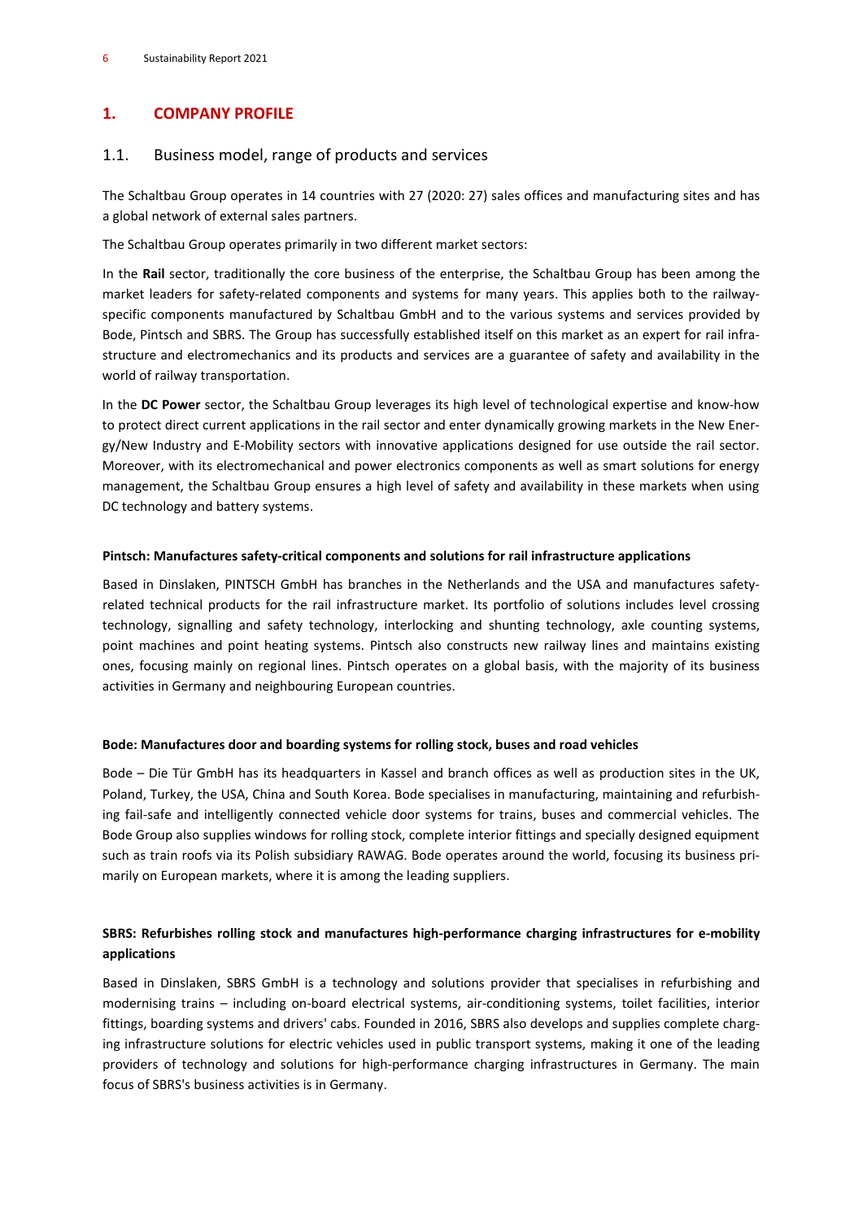# 1. COMPANY PROFILE

## 1.1. Business model, range of products and services

The Schaltbau Group operates in 14 countries with 27 (2020: 27) sales offices and manufacturing sites and has a global network of external sales partners.

The Schaltbau Group operates primarily in two different market sectors:

In the **Rail** sector, traditionally the core business of the enterprise, the Schaltbau Group has been among the market leaders for safety-related components and systems for many years. This applies both to the railway-specific components manufactured by Schaltbau GmbH and to the various systems and services provided by Bode, Pintsch and SBRS. The Group has successfully established itself on this market as an expert for rail infrastructure and electromechanics and its products and services are a guarantee of safety and availability in the world of railway transportation.

In the **DC Power** sector, the Schaltbau Group leverages its high level of technological expertise and know-how to protect direct current applications in the rail sector and enter dynamically growing markets in the New Energy/New Industry and E-Mobility sectors with innovative applications designed for use outside the rail sector. Moreover, with its electromechanical and power electronics components as well as smart solutions for energy management, the Schaltbau Group ensures a high level of safety and availability in these markets when using DC technology and battery systems.

**Pintsch: Manufactures safety-critical components and solutions for rail infrastructure applications**

Based in Dinslaken, PINTSCH GmbH has branches in the Netherlands and the USA and manufactures safety-related technical products for the rail infrastructure market. Its portfolio of solutions includes level crossing technology, signalling and safety technology, interlocking and shunting technology, axle counting systems, point machines and point heating systems. Pintsch also constructs new railway lines and maintains existing ones, focusing mainly on regional lines. Pintsch operates on a global basis, with the majority of its business activities in Germany and neighbouring European countries.

**Bode: Manufactures door and boarding systems for rolling stock, buses and road vehicles**

Bode – Die Tür GmbH has its headquarters in Kassel and branch offices as well as production sites in the UK, Poland, Turkey, the USA, China and South Korea. Bode specialises in manufacturing, maintaining and refurbishing fail-safe and intelligently connected vehicle door systems for trains, buses and commercial vehicles. The Bode Group also supplies windows for rolling stock, complete interior fittings and specially designed equipment such as train roofs via its Polish subsidiary RAWAG. Bode operates around the world, focusing its business primarily on European markets, where it is among the leading suppliers.

**SBRS: Refurbishes rolling stock and manufactures high-performance charging infrastructures for e-mobility applications**

Based in Dinslaken, SBRS GmbH is a technology and solutions provider that specialises in refurbishing and modernising trains – including on-board electrical systems, air-conditioning systems, toilet facilities, interior fittings, boarding systems and drivers' cabs. Founded in 2016, SBRS also develops and supplies complete charging infrastructure solutions for electric vehicles used in public transport systems, making it one of the leading providers of technology and solutions for high-performance charging infrastructures in Germany. The main focus of SBRS's business activities is in Germany.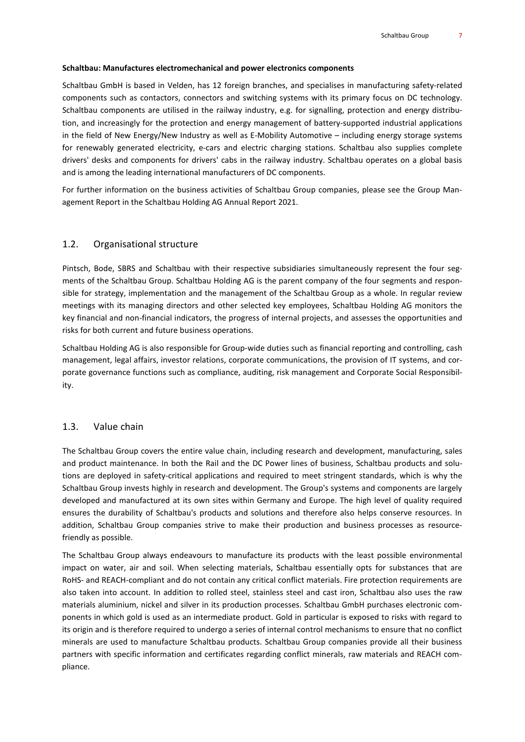**Schaltbau: Manufactures electromechanical and power electronics components**

Schaltbau GmbH is based in Velden, has 12 foreign branches, and specialises in manufacturing safety-related components such as contactors, connectors and switching systems with its primary focus on DC technology. Schaltbau components are utilised in the railway industry, e.g. for signalling, protection and energy distribution, and increasingly for the protection and energy management of battery-supported industrial applications in the field of New Energy/New Industry as well as E-Mobility Automotive – including energy storage systems for renewably generated electricity, e-cars and electric charging stations. Schaltbau also supplies complete drivers' desks and components for drivers' cabs in the railway industry. Schaltbau operates on a global basis and is among the leading international manufacturers of DC components.

For further information on the business activities of Schaltbau Group companies, please see the Group Management Report in the Schaltbau Holding AG Annual Report 2021.

## 1.2. Organisational structure

Pintsch, Bode, SBRS and Schaltbau with their respective subsidiaries simultaneously represent the four segments of the Schaltbau Group. Schaltbau Holding AG is the parent company of the four segments and responsible for strategy, implementation and the management of the Schaltbau Group as a whole. In regular review meetings with its managing directors and other selected key employees, Schaltbau Holding AG monitors the key financial and non-financial indicators, the progress of internal projects, and assesses the opportunities and risks for both current and future business operations.

Schaltbau Holding AG is also responsible for Group-wide duties such as financial reporting and controlling, cash management, legal affairs, investor relations, corporate communications, the provision of IT systems, and corporate governance functions such as compliance, auditing, risk management and Corporate Social Responsibility.

## 1.3. Value chain

The Schaltbau Group covers the entire value chain, including research and development, manufacturing, sales and product maintenance. In both the Rail and the DC Power lines of business, Schaltbau products and solutions are deployed in safety-critical applications and required to meet stringent standards, which is why the Schaltbau Group invests highly in research and development. The Group's systems and components are largely developed and manufactured at its own sites within Germany and Europe. The high level of quality required ensures the durability of Schaltbau's products and solutions and therefore also helps conserve resources. In addition, Schaltbau Group companies strive to make their production and business processes as resource-friendly as possible.

The Schaltbau Group always endeavours to manufacture its products with the least possible environmental impact on water, air and soil. When selecting materials, Schaltbau essentially opts for substances that are RoHS- and REACH-compliant and do not contain any critical conflict materials. Fire protection requirements are also taken into account. In addition to rolled steel, stainless steel and cast iron, Schaltbau also uses the raw materials aluminium, nickel and silver in its production processes. Schaltbau GmbH purchases electronic components in which gold is used as an intermediate product. Gold in particular is exposed to risks with regard to its origin and is therefore required to undergo a series of internal control mechanisms to ensure that no conflict minerals are used to manufacture Schaltbau products. Schaltbau Group companies provide all their business partners with specific information and certificates regarding conflict minerals, raw materials and REACH compliance.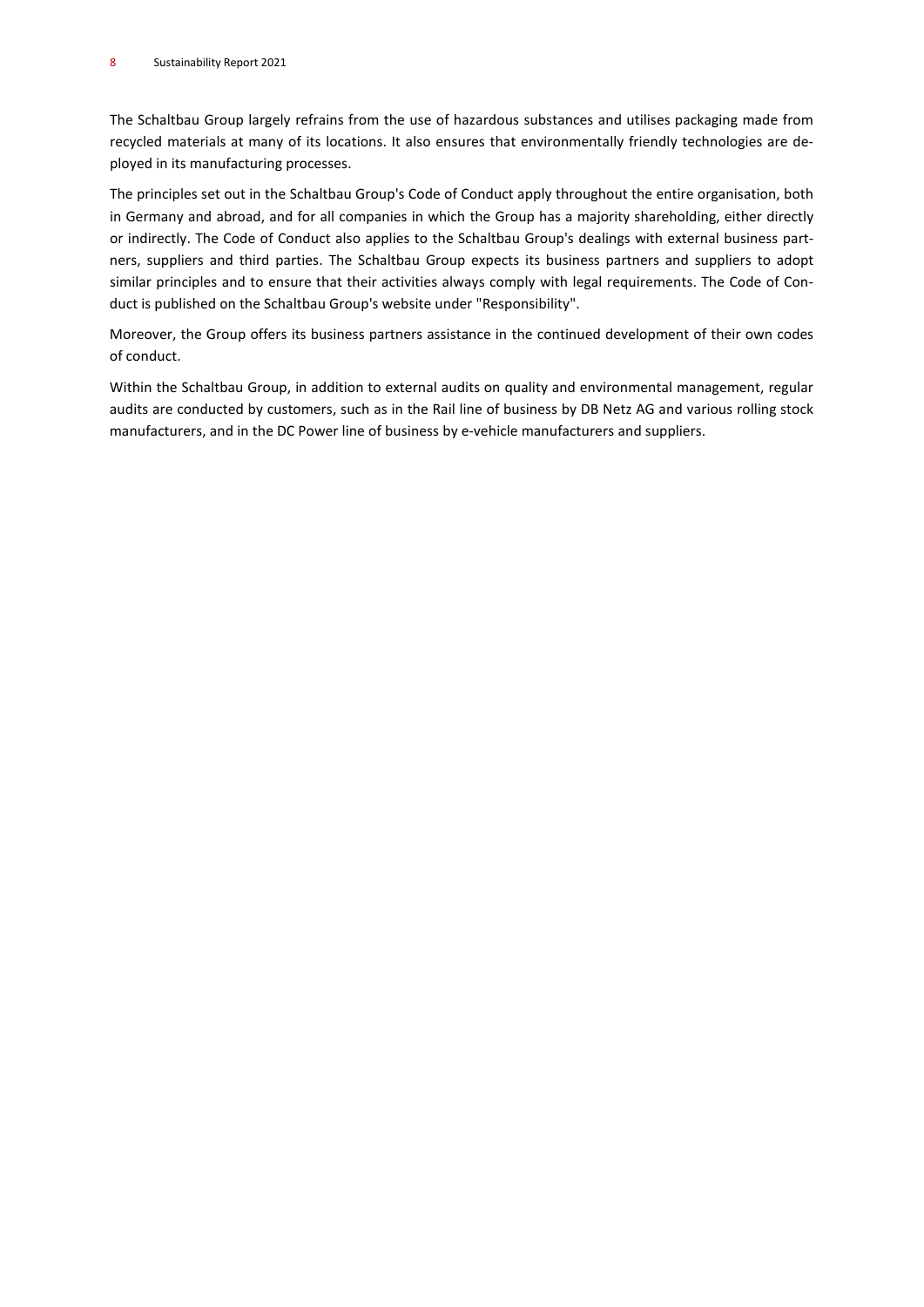The Schaltbau Group largely refrains from the use of hazardous substances and utilises packaging made from recycled materials at many of its locations. It also ensures that environmentally friendly technologies are deployed in its manufacturing processes.

The principles set out in the Schaltbau Group's Code of Conduct apply throughout the entire organisation, both in Germany and abroad, and for all companies in which the Group has a majority shareholding, either directly or indirectly. The Code of Conduct also applies to the Schaltbau Group's dealings with external business partners, suppliers and third parties. The Schaltbau Group expects its business partners and suppliers to adopt similar principles and to ensure that their activities always comply with legal requirements. The Code of Conduct is published on the Schaltbau Group's website under "Responsibility".

Moreover, the Group offers its business partners assistance in the continued development of their own codes of conduct.

Within the Schaltbau Group, in addition to external audits on quality and environmental management, regular audits are conducted by customers, such as in the Rail line of business by DB Netz AG and various rolling stock manufacturers, and in the DC Power line of business by e-vehicle manufacturers and suppliers.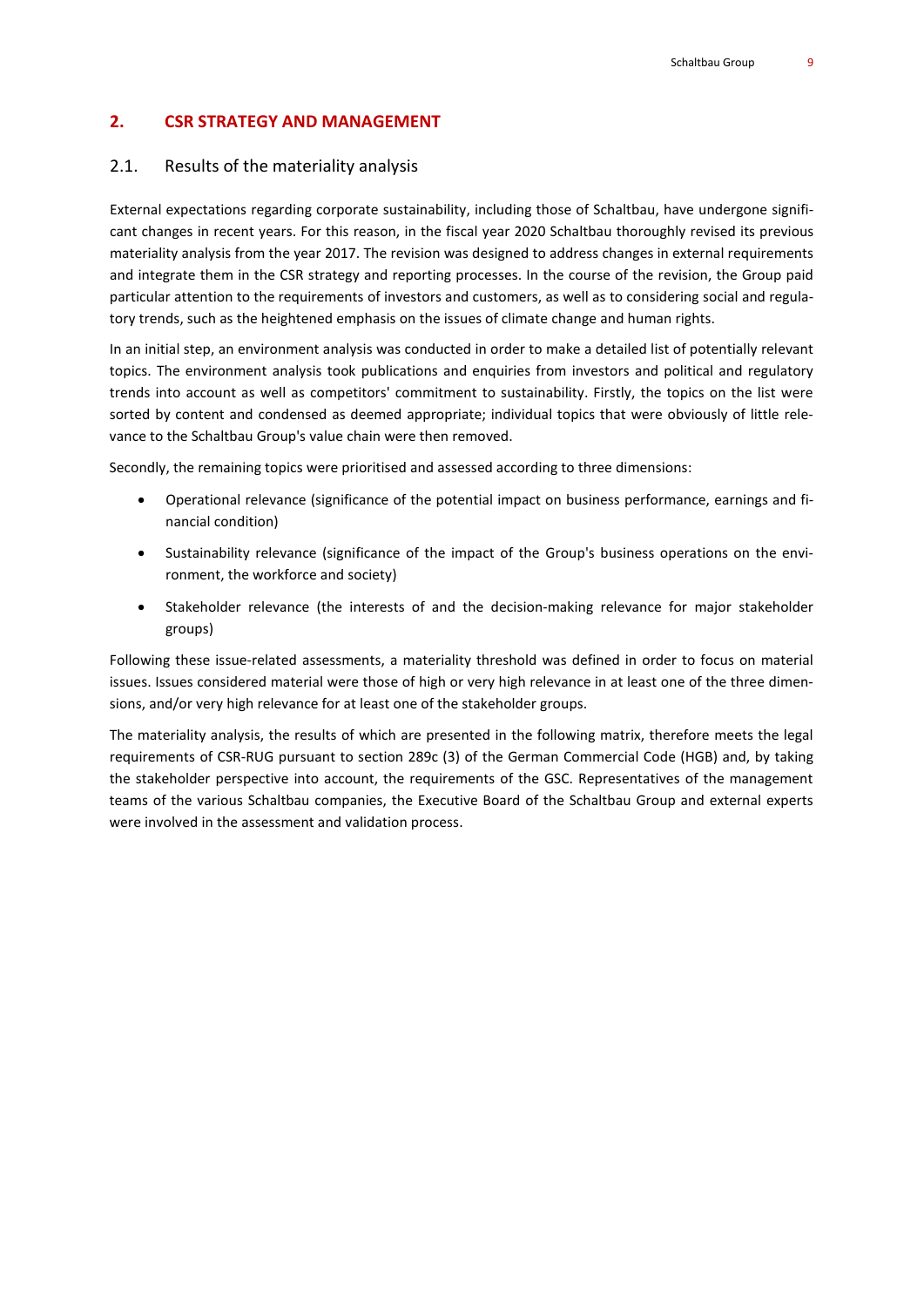## 2. CSR STRATEGY AND MANAGEMENT

### 2.1. Results of the materiality analysis

External expectations regarding corporate sustainability, including those of Schaltbau, have undergone significant changes in recent years. For this reason, in the fiscal year 2020 Schaltbau thoroughly revised its previous materiality analysis from the year 2017. The revision was designed to address changes in external requirements and integrate them in the CSR strategy and reporting processes. In the course of the revision, the Group paid particular attention to the requirements of investors and customers, as well as to considering social and regulatory trends, such as the heightened emphasis on the issues of climate change and human rights.

In an initial step, an environment analysis was conducted in order to make a detailed list of potentially relevant topics. The environment analysis took publications and enquiries from investors and political and regulatory trends into account as well as competitors' commitment to sustainability. Firstly, the topics on the list were sorted by content and condensed as deemed appropriate; individual topics that were obviously of little relevance to the Schaltbau Group's value chain were then removed.

Secondly, the remaining topics were prioritised and assessed according to three dimensions:

- Operational relevance (significance of the potential impact on business performance, earnings and financial condition)
- Sustainability relevance (significance of the impact of the Group's business operations on the environment, the workforce and society)
- Stakeholder relevance (the interests of and the decision-making relevance for major stakeholder groups)

Following these issue-related assessments, a materiality threshold was defined in order to focus on material issues. Issues considered material were those of high or very high relevance in at least one of the three dimensions, and/or very high relevance for at least one of the stakeholder groups.

The materiality analysis, the results of which are presented in the following matrix, therefore meets the legal requirements of CSR-RUG pursuant to section 289c (3) of the German Commercial Code (HGB) and, by taking the stakeholder perspective into account, the requirements of the GSC. Representatives of the management teams of the various Schaltbau companies, the Executive Board of the Schaltbau Group and external experts were involved in the assessment and validation process.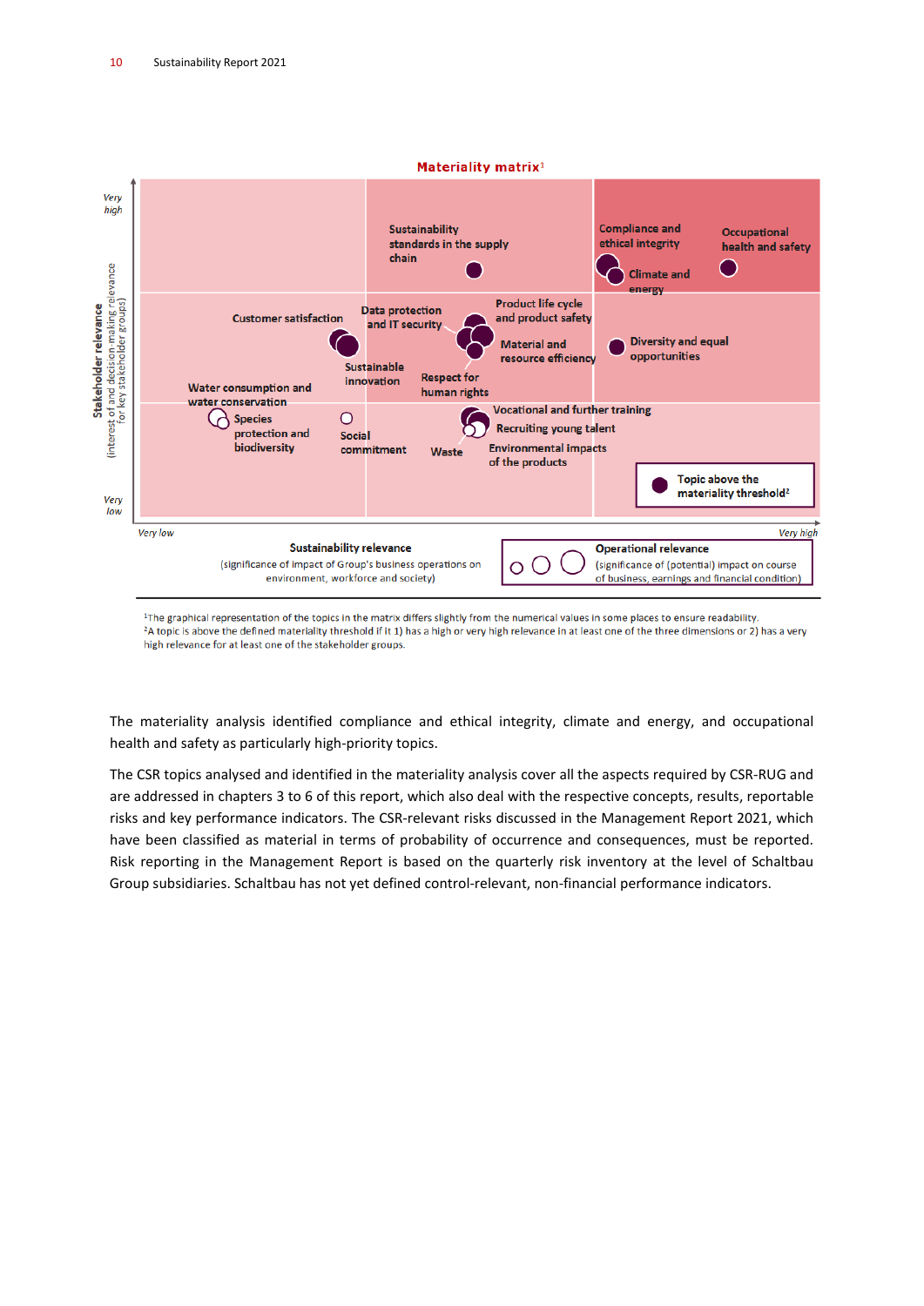**Materiality matrix**[1]

Stakeholder relevance (interest of and decision-making relevance for key stakeholder groups): Very high – Very low

Sustainability relevance (significance of impact of Group's business operations on environment, workforce and society): Very low – Very high

Topics shown in the matrix:

- Sustainability standards in the supply chain
- Compliance and ethical integrity
- Occupational health and safety
- Climate and energy
- Customer satisfaction
- Data protection and IT security
- Product life cycle and product safety
- Material and resource efficiency
- Diversity and equal opportunities
- Sustainable innovation
- Respect for human rights
- Water consumption and water conservation
- Species protection and biodiversity
- Social commitment
- Waste
- Vocational and further training
- Recruiting young talent
- Environmental impacts of the products

● Topic above the materiality threshold[2]

**Operational relevance** (significance of (potential) impact on course of business, earnings and financial condition)

[1]The graphical representation of the topics in the matrix differs slightly from the numerical values in some places to ensure readability.
[2]A topic is above the defined materiality threshold if it 1) has a high or very high relevance in at least one of the three dimensions or 2) has a very high relevance for at least one of the stakeholder groups.

The materiality analysis identified compliance and ethical integrity, climate and energy, and occupational health and safety as particularly high-priority topics.

The CSR topics analysed and identified in the materiality analysis cover all the aspects required by CSR-RUG and are addressed in chapters 3 to 6 of this report, which also deal with the respective concepts, results, reportable risks and key performance indicators. The CSR-relevant risks discussed in the Management Report 2021, which have been classified as material in terms of probability of occurrence and consequences, must be reported. Risk reporting in the Management Report is based on the quarterly risk inventory at the level of Schaltbau Group subsidiaries. Schaltbau has not yet defined control-relevant, non-financial performance indicators.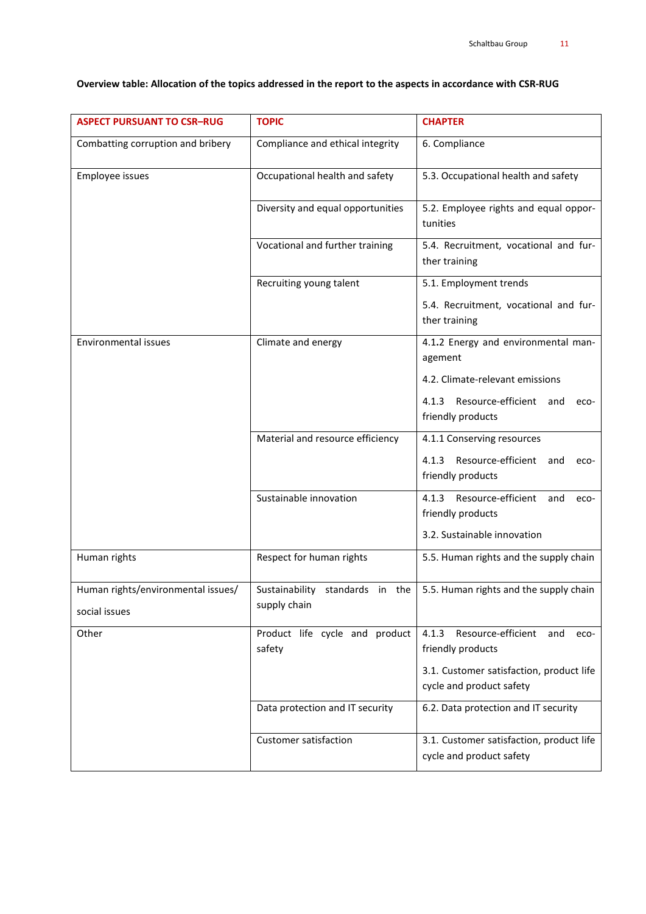**Overview table: Allocation of the topics addressed in the report to the aspects in accordance with CSR-RUG**

| ASPECT PURSUANT TO CSR–RUG | TOPIC | CHAPTER |
|---|---|---|
| Combatting corruption and bribery | Compliance and ethical integrity | 6. Compliance |
| Employee issues | Occupational health and safety | 5.3. Occupational health and safety |
| | Diversity and equal opportunities | 5.2. Employee rights and equal opportunities |
| | Vocational and further training | 5.4. Recruitment, vocational and further training |
| | Recruiting young talent | 5.1. Employment trends<br>5.4. Recruitment, vocational and further training |
| Environmental issues | Climate and energy | 4.1.2 Energy and environmental management<br>4.2. Climate-relevant emissions<br>4.1.3 Resource-efficient and eco-friendly products |
| | Material and resource efficiency | 4.1.1 Conserving resources<br>4.1.3 Resource-efficient and eco-friendly products |
| | Sustainable innovation | 4.1.3 Resource-efficient and eco-friendly products<br>3.2. Sustainable innovation |
| Human rights | Respect for human rights | 5.5. Human rights and the supply chain |
| Human rights/environmental issues/ social issues | Sustainability standards in the supply chain | 5.5. Human rights and the supply chain |
| Other | Product life cycle and product safety | 4.1.3 Resource-efficient and eco-friendly products<br>3.1. Customer satisfaction, product life cycle and product safety |
| | Data protection and IT security | 6.2. Data protection and IT security |
| | Customer satisfaction | 3.1. Customer satisfaction, product life cycle and product safety |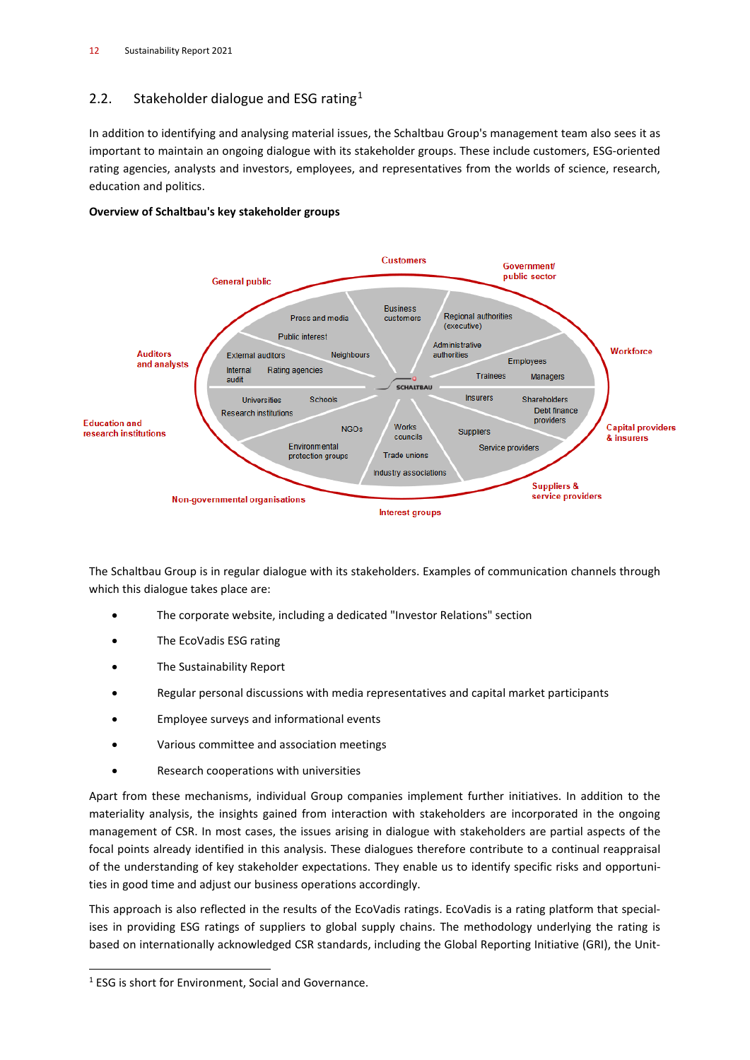## 2.2. Stakeholder dialogue and ESG rating[1]

In addition to identifying and analysing material issues, the Schaltbau Group's management team also sees it as important to maintain an ongoing dialogue with its stakeholder groups. These include customers, ESG-oriented rating agencies, analysts and investors, employees, and representatives from the worlds of science, research, education and politics.

**Overview of Schaltbau's key stakeholder groups**

Customers: Business customers
Government/public sector: Regional authorities (executive), Administrative authorities
Workforce: Employees, Trainees, Managers
Capital providers & insurers: Insurers, Shareholders, Debt finance providers
Suppliers & service providers: Suppliers, Service providers
Interest groups: Works councils, Trade unions, Industry associations
Non-governmental organisations: NGOs, Environmental protection groups
Education and research institutions: Universities, Schools, Research institutions
Auditors and analysts: External auditors, Internal audit, Rating agencies
General public: Press and media, Public interest, Neighbours

SCHALTBAU

The Schaltbau Group is in regular dialogue with its stakeholders. Examples of communication channels through which this dialogue takes place are:

- The corporate website, including a dedicated "Investor Relations" section
- The EcoVadis ESG rating
- The Sustainability Report
- Regular personal discussions with media representatives and capital market participants
- Employee surveys and informational events
- Various committee and association meetings
- Research cooperations with universities

Apart from these mechanisms, individual Group companies implement further initiatives. In addition to the materiality analysis, the insights gained from interaction with stakeholders are incorporated in the ongoing management of CSR. In most cases, the issues arising in dialogue with stakeholders are partial aspects of the focal points already identified in this analysis. These dialogues therefore contribute to a continual reappraisal of the understanding of key stakeholder expectations. They enable us to identify specific risks and opportunities in good time and adjust our business operations accordingly.

This approach is also reflected in the results of the EcoVadis ratings. EcoVadis is a rating platform that specialises in providing ESG ratings of suppliers to global supply chains. The methodology underlying the rating is based on internationally acknowledged CSR standards, including the Global Reporting Initiative (GRI), the Unit-

[1] ESG is short for Environment, Social and Governance.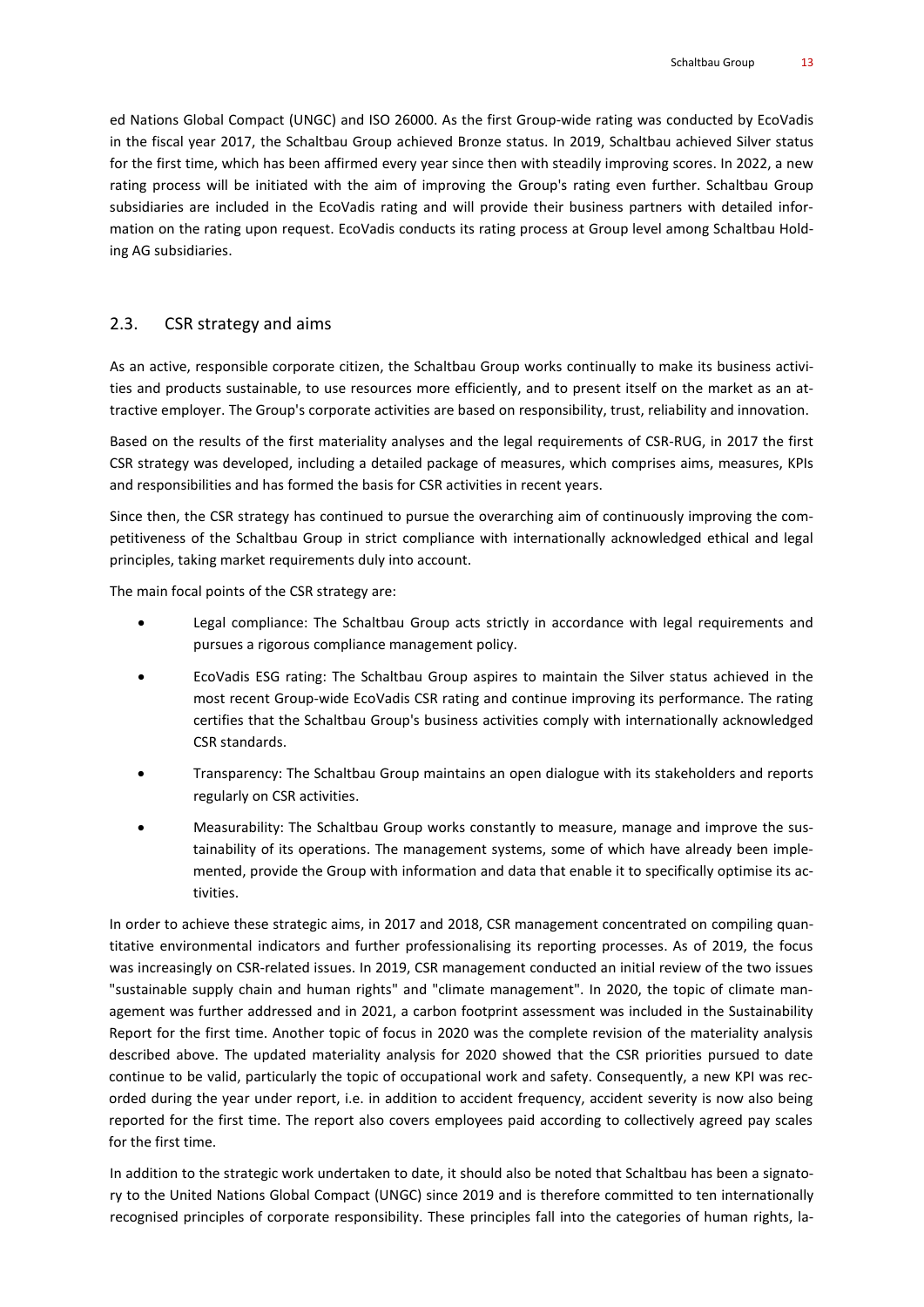ed Nations Global Compact (UNGC) and ISO 26000. As the first Group-wide rating was conducted by EcoVadis in the fiscal year 2017, the Schaltbau Group achieved Bronze status. In 2019, Schaltbau achieved Silver status for the first time, which has been affirmed every year since then with steadily improving scores. In 2022, a new rating process will be initiated with the aim of improving the Group's rating even further. Schaltbau Group subsidiaries are included in the EcoVadis rating and will provide their business partners with detailed information on the rating upon request. EcoVadis conducts its rating process at Group level among Schaltbau Holding AG subsidiaries.

## 2.3. CSR strategy and aims

As an active, responsible corporate citizen, the Schaltbau Group works continually to make its business activities and products sustainable, to use resources more efficiently, and to present itself on the market as an attractive employer. The Group's corporate activities are based on responsibility, trust, reliability and innovation.

Based on the results of the first materiality analyses and the legal requirements of CSR-RUG, in 2017 the first CSR strategy was developed, including a detailed package of measures, which comprises aims, measures, KPIs and responsibilities and has formed the basis for CSR activities in recent years.

Since then, the CSR strategy has continued to pursue the overarching aim of continuously improving the competitiveness of the Schaltbau Group in strict compliance with internationally acknowledged ethical and legal principles, taking market requirements duly into account.

The main focal points of the CSR strategy are:

- Legal compliance: The Schaltbau Group acts strictly in accordance with legal requirements and pursues a rigorous compliance management policy.
- EcoVadis ESG rating: The Schaltbau Group aspires to maintain the Silver status achieved in the most recent Group-wide EcoVadis CSR rating and continue improving its performance. The rating certifies that the Schaltbau Group's business activities comply with internationally acknowledged CSR standards.
- Transparency: The Schaltbau Group maintains an open dialogue with its stakeholders and reports regularly on CSR activities.
- Measurability: The Schaltbau Group works constantly to measure, manage and improve the sustainability of its operations. The management systems, some of which have already been implemented, provide the Group with information and data that enable it to specifically optimise its activities.

In order to achieve these strategic aims, in 2017 and 2018, CSR management concentrated on compiling quantitative environmental indicators and further professionalising its reporting processes. As of 2019, the focus was increasingly on CSR-related issues. In 2019, CSR management conducted an initial review of the two issues "sustainable supply chain and human rights" and "climate management". In 2020, the topic of climate management was further addressed and in 2021, a carbon footprint assessment was included in the Sustainability Report for the first time. Another topic of focus in 2020 was the complete revision of the materiality analysis described above. The updated materiality analysis for 2020 showed that the CSR priorities pursued to date continue to be valid, particularly the topic of occupational work and safety. Consequently, a new KPI was recorded during the year under report, i.e. in addition to accident frequency, accident severity is now also being reported for the first time. The report also covers employees paid according to collectively agreed pay scales for the first time.

In addition to the strategic work undertaken to date, it should also be noted that Schaltbau has been a signatory to the United Nations Global Compact (UNGC) since 2019 and is therefore committed to ten internationally recognised principles of corporate responsibility. These principles fall into the categories of human rights, la-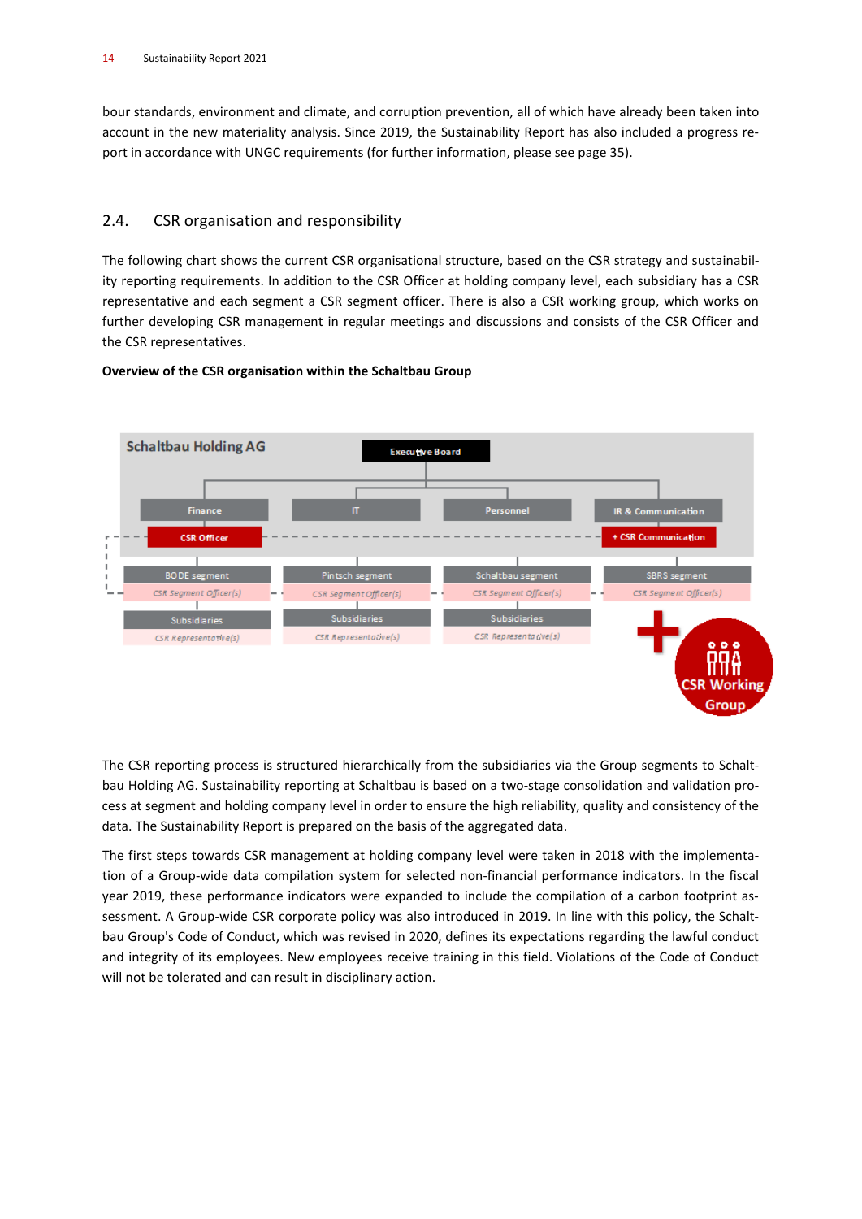bour standards, environment and climate, and corruption prevention, all of which have already been taken into account in the new materiality analysis. Since 2019, the Sustainability Report has also included a progress report in accordance with UNGC requirements (for further information, please see page 35).

## 2.4. CSR organisation and responsibility

The following chart shows the current CSR organisational structure, based on the CSR strategy and sustainability reporting requirements. In addition to the CSR Officer at holding company level, each subsidiary has a CSR representative and each segment a CSR segment officer. There is also a CSR working group, which works on further developing CSR management in regular meetings and discussions and consists of the CSR Officer and the CSR representatives.

**Overview of the CSR organisation within the Schaltbau Group**

Schaltbau Holding AG

Executive Board

Finance | IT | Personnel | IR & Communication

CSR Officer | + CSR Communication

BODE segment – CSR Segment Officer(s) – Subsidiaries – CSR Representative(s)

Pintsch segment – CSR Segment Officer(s) – Subsidiaries – CSR Representative(s)

Schaltbau segment – CSR Segment Officer(s) – Subsidiaries – CSR Representative(s)

SBRS segment – CSR Segment Officer(s)

+ CSR Working Group

The CSR reporting process is structured hierarchically from the subsidiaries via the Group segments to Schaltbau Holding AG. Sustainability reporting at Schaltbau is based on a two-stage consolidation and validation process at segment and holding company level in order to ensure the high reliability, quality and consistency of the data. The Sustainability Report is prepared on the basis of the aggregated data.

The first steps towards CSR management at holding company level were taken in 2018 with the implementation of a Group-wide data compilation system for selected non-financial performance indicators. In the fiscal year 2019, these performance indicators were expanded to include the compilation of a carbon footprint assessment. A Group-wide CSR corporate policy was also introduced in 2019. In line with this policy, the Schaltbau Group's Code of Conduct, which was revised in 2020, defines its expectations regarding the lawful conduct and integrity of its employees. New employees receive training in this field. Violations of the Code of Conduct will not be tolerated and can result in disciplinary action.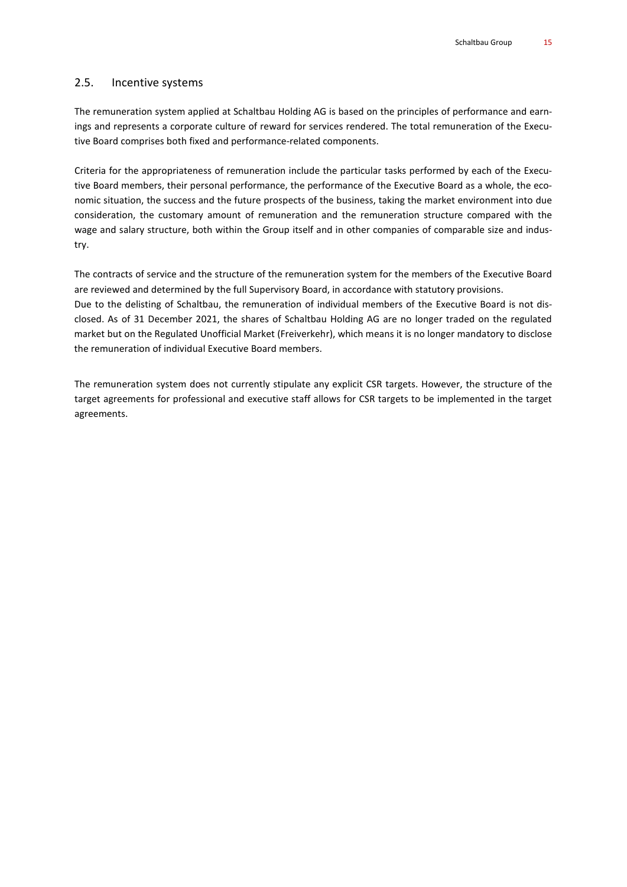## 2.5. Incentive systems

The remuneration system applied at Schaltbau Holding AG is based on the principles of performance and earnings and represents a corporate culture of reward for services rendered. The total remuneration of the Executive Board comprises both fixed and performance-related components.

Criteria for the appropriateness of remuneration include the particular tasks performed by each of the Executive Board members, their personal performance, the performance of the Executive Board as a whole, the economic situation, the success and the future prospects of the business, taking the market environment into due consideration, the customary amount of remuneration and the remuneration structure compared with the wage and salary structure, both within the Group itself and in other companies of comparable size and industry.

The contracts of service and the structure of the remuneration system for the members of the Executive Board are reviewed and determined by the full Supervisory Board, in accordance with statutory provisions.
Due to the delisting of Schaltbau, the remuneration of individual members of the Executive Board is not disclosed. As of 31 December 2021, the shares of Schaltbau Holding AG are no longer traded on the regulated market but on the Regulated Unofficial Market (Freiverkehr), which means it is no longer mandatory to disclose the remuneration of individual Executive Board members.

The remuneration system does not currently stipulate any explicit CSR targets. However, the structure of the target agreements for professional and executive staff allows for CSR targets to be implemented in the target agreements.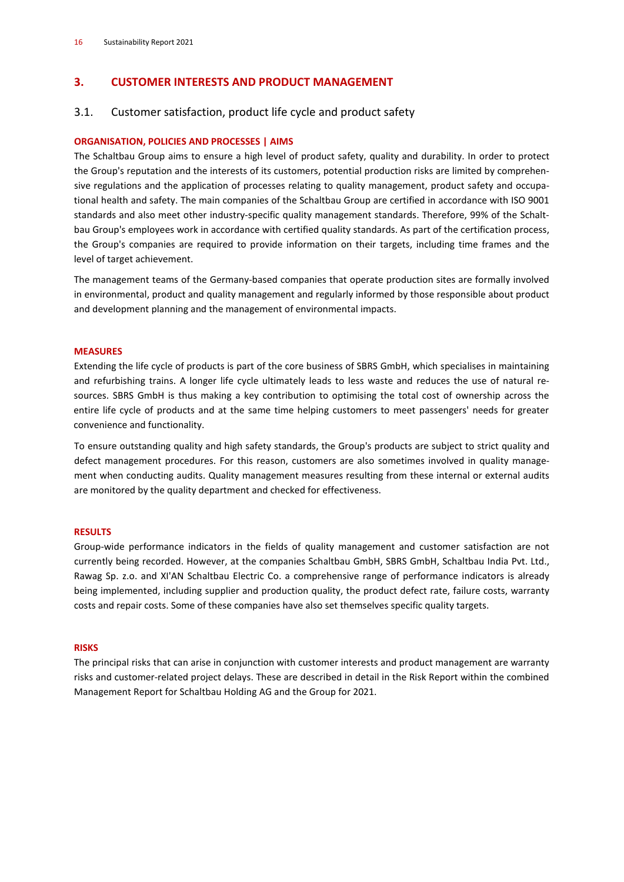## 3. CUSTOMER INTERESTS AND PRODUCT MANAGEMENT

### 3.1. Customer satisfaction, product life cycle and product safety

**ORGANISATION, POLICIES AND PROCESSES | AIMS**

The Schaltbau Group aims to ensure a high level of product safety, quality and durability. In order to protect the Group's reputation and the interests of its customers, potential production risks are limited by comprehensive regulations and the application of processes relating to quality management, product safety and occupational health and safety. The main companies of the Schaltbau Group are certified in accordance with ISO 9001 standards and also meet other industry-specific quality management standards. Therefore, 99% of the Schaltbau Group's employees work in accordance with certified quality standards. As part of the certification process, the Group's companies are required to provide information on their targets, including time frames and the level of target achievement.

The management teams of the Germany-based companies that operate production sites are formally involved in environmental, product and quality management and regularly informed by those responsible about product and development planning and the management of environmental impacts.

**MEASURES**

Extending the life cycle of products is part of the core business of SBRS GmbH, which specialises in maintaining and refurbishing trains. A longer life cycle ultimately leads to less waste and reduces the use of natural resources. SBRS GmbH is thus making a key contribution to optimising the total cost of ownership across the entire life cycle of products and at the same time helping customers to meet passengers' needs for greater convenience and functionality.

To ensure outstanding quality and high safety standards, the Group's products are subject to strict quality and defect management procedures. For this reason, customers are also sometimes involved in quality management when conducting audits. Quality management measures resulting from these internal or external audits are monitored by the quality department and checked for effectiveness.

**RESULTS**

Group-wide performance indicators in the fields of quality management and customer satisfaction are not currently being recorded. However, at the companies Schaltbau GmbH, SBRS GmbH, Schaltbau India Pvt. Ltd., Rawag Sp. z.o. and XI'AN Schaltbau Electric Co. a comprehensive range of performance indicators is already being implemented, including supplier and production quality, the product defect rate, failure costs, warranty costs and repair costs. Some of these companies have also set themselves specific quality targets.

**RISKS**

The principal risks that can arise in conjunction with customer interests and product management are warranty risks and customer-related project delays. These are described in detail in the Risk Report within the combined Management Report for Schaltbau Holding AG and the Group for 2021.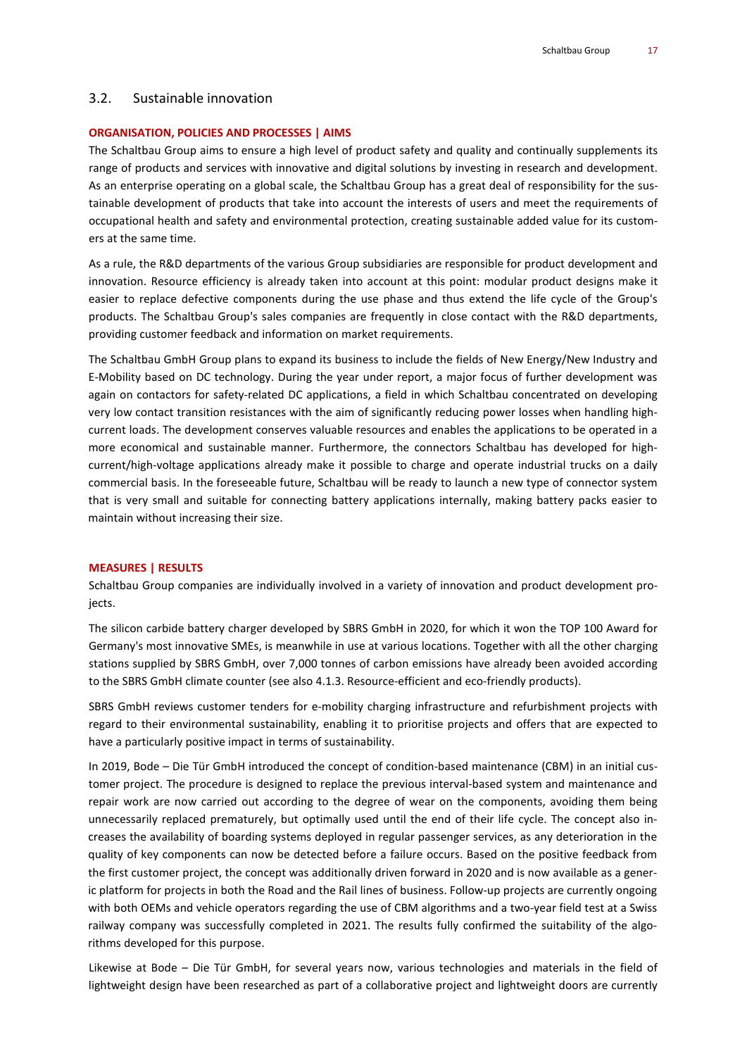## 3.2. Sustainable innovation

**ORGANISATION, POLICIES AND PROCESSES | AIMS**

The Schaltbau Group aims to ensure a high level of product safety and quality and continually supplements its range of products and services with innovative and digital solutions by investing in research and development. As an enterprise operating on a global scale, the Schaltbau Group has a great deal of responsibility for the sustainable development of products that take into account the interests of users and meet the requirements of occupational health and safety and environmental protection, creating sustainable added value for its customers at the same time.

As a rule, the R&D departments of the various Group subsidiaries are responsible for product development and innovation. Resource efficiency is already taken into account at this point: modular product designs make it easier to replace defective components during the use phase and thus extend the life cycle of the Group's products. The Schaltbau Group's sales companies are frequently in close contact with the R&D departments, providing customer feedback and information on market requirements.

The Schaltbau GmbH Group plans to expand its business to include the fields of New Energy/New Industry and E-Mobility based on DC technology. During the year under report, a major focus of further development was again on contactors for safety-related DC applications, a field in which Schaltbau concentrated on developing very low contact transition resistances with the aim of significantly reducing power losses when handling high-current loads. The development conserves valuable resources and enables the applications to be operated in a more economical and sustainable manner. Furthermore, the connectors Schaltbau has developed for high-current/high-voltage applications already make it possible to charge and operate industrial trucks on a daily commercial basis. In the foreseeable future, Schaltbau will be ready to launch a new type of connector system that is very small and suitable for connecting battery applications internally, making battery packs easier to maintain without increasing their size.

**MEASURES | RESULTS**

Schaltbau Group companies are individually involved in a variety of innovation and product development projects.

The silicon carbide battery charger developed by SBRS GmbH in 2020, for which it won the TOP 100 Award for Germany's most innovative SMEs, is meanwhile in use at various locations. Together with all the other charging stations supplied by SBRS GmbH, over 7,000 tonnes of carbon emissions have already been avoided according to the SBRS GmbH climate counter (see also 4.1.3. Resource-efficient and eco-friendly products).

SBRS GmbH reviews customer tenders for e-mobility charging infrastructure and refurbishment projects with regard to their environmental sustainability, enabling it to prioritise projects and offers that are expected to have a particularly positive impact in terms of sustainability.

In 2019, Bode – Die Tür GmbH introduced the concept of condition-based maintenance (CBM) in an initial customer project. The procedure is designed to replace the previous interval-based system and maintenance and repair work are now carried out according to the degree of wear on the components, avoiding them being unnecessarily replaced prematurely, but optimally used until the end of their life cycle. The concept also increases the availability of boarding systems deployed in regular passenger services, as any deterioration in the quality of key components can now be detected before a failure occurs. Based on the positive feedback from the first customer project, the concept was additionally driven forward in 2020 and is now available as a generic platform for projects in both the Road and the Rail lines of business. Follow-up projects are currently ongoing with both OEMs and vehicle operators regarding the use of CBM algorithms and a two-year field test at a Swiss railway company was successfully completed in 2021. The results fully confirmed the suitability of the algorithms developed for this purpose.

Likewise at Bode – Die Tür GmbH, for several years now, various technologies and materials in the field of lightweight design have been researched as part of a collaborative project and lightweight doors are currently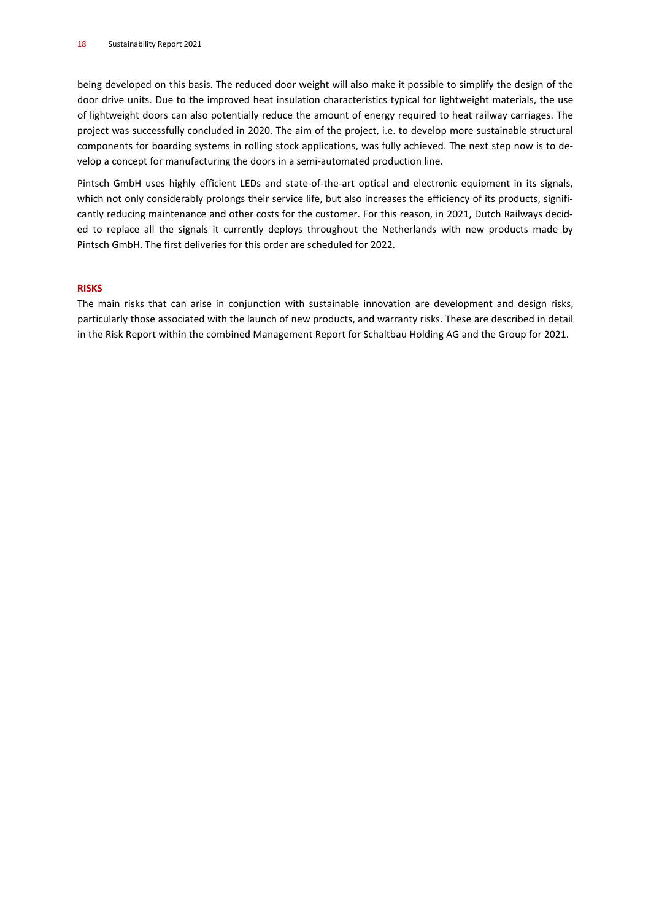being developed on this basis. The reduced door weight will also make it possible to simplify the design of the door drive units. Due to the improved heat insulation characteristics typical for lightweight materials, the use of lightweight doors can also potentially reduce the amount of energy required to heat railway carriages. The project was successfully concluded in 2020. The aim of the project, i.e. to develop more sustainable structural components for boarding systems in rolling stock applications, was fully achieved. The next step now is to develop a concept for manufacturing the doors in a semi-automated production line.

Pintsch GmbH uses highly efficient LEDs and state-of-the-art optical and electronic equipment in its signals, which not only considerably prolongs their service life, but also increases the efficiency of its products, significantly reducing maintenance and other costs for the customer. For this reason, in 2021, Dutch Railways decided to replace all the signals it currently deploys throughout the Netherlands with new products made by Pintsch GmbH. The first deliveries for this order are scheduled for 2022.

### RISKS

The main risks that can arise in conjunction with sustainable innovation are development and design risks, particularly those associated with the launch of new products, and warranty risks. These are described in detail in the Risk Report within the combined Management Report for Schaltbau Holding AG and the Group for 2021.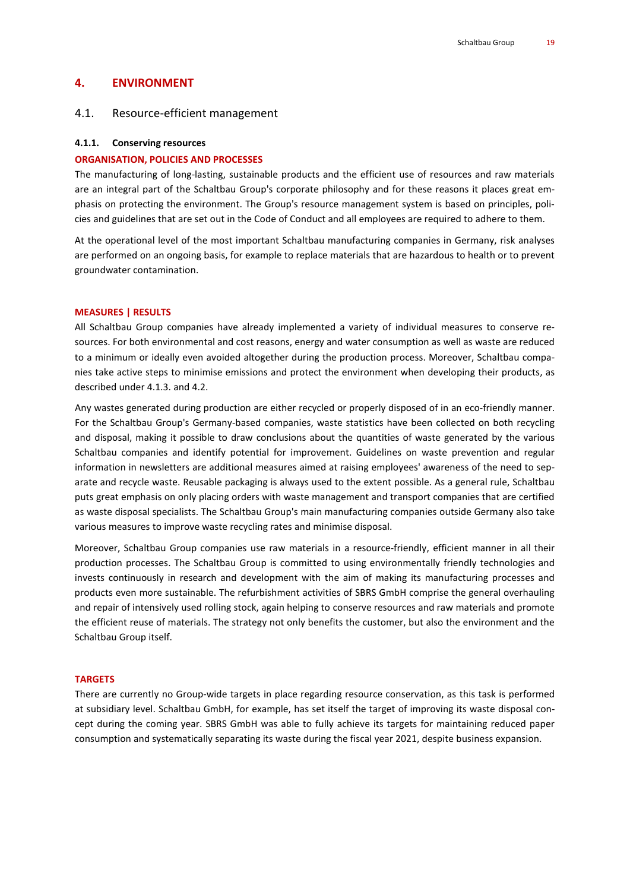# 4. ENVIRONMENT

## 4.1. Resource-efficient management

### 4.1.1. Conserving resources

**ORGANISATION, POLICIES AND PROCESSES**

The manufacturing of long-lasting, sustainable products and the efficient use of resources and raw materials are an integral part of the Schaltbau Group's corporate philosophy and for these reasons it places great emphasis on protecting the environment. The Group's resource management system is based on principles, policies and guidelines that are set out in the Code of Conduct and all employees are required to adhere to them.

At the operational level of the most important Schaltbau manufacturing companies in Germany, risk analyses are performed on an ongoing basis, for example to replace materials that are hazardous to health or to prevent groundwater contamination.

**MEASURES | RESULTS**

All Schaltbau Group companies have already implemented a variety of individual measures to conserve resources. For both environmental and cost reasons, energy and water consumption as well as waste are reduced to a minimum or ideally even avoided altogether during the production process. Moreover, Schaltbau companies take active steps to minimise emissions and protect the environment when developing their products, as described under 4.1.3. and 4.2.

Any wastes generated during production are either recycled or properly disposed of in an eco-friendly manner. For the Schaltbau Group's Germany-based companies, waste statistics have been collected on both recycling and disposal, making it possible to draw conclusions about the quantities of waste generated by the various Schaltbau companies and identify potential for improvement. Guidelines on waste prevention and regular information in newsletters are additional measures aimed at raising employees' awareness of the need to separate and recycle waste. Reusable packaging is always used to the extent possible. As a general rule, Schaltbau puts great emphasis on only placing orders with waste management and transport companies that are certified as waste disposal specialists. The Schaltbau Group's main manufacturing companies outside Germany also take various measures to improve waste recycling rates and minimise disposal.

Moreover, Schaltbau Group companies use raw materials in a resource-friendly, efficient manner in all their production processes. The Schaltbau Group is committed to using environmentally friendly technologies and invests continuously in research and development with the aim of making its manufacturing processes and products even more sustainable. The refurbishment activities of SBRS GmbH comprise the general overhauling and repair of intensively used rolling stock, again helping to conserve resources and raw materials and promote the efficient reuse of materials. The strategy not only benefits the customer, but also the environment and the Schaltbau Group itself.

**TARGETS**

There are currently no Group-wide targets in place regarding resource conservation, as this task is performed at subsidiary level. Schaltbau GmbH, for example, has set itself the target of improving its waste disposal concept during the coming year. SBRS GmbH was able to fully achieve its targets for maintaining reduced paper consumption and systematically separating its waste during the fiscal year 2021, despite business expansion.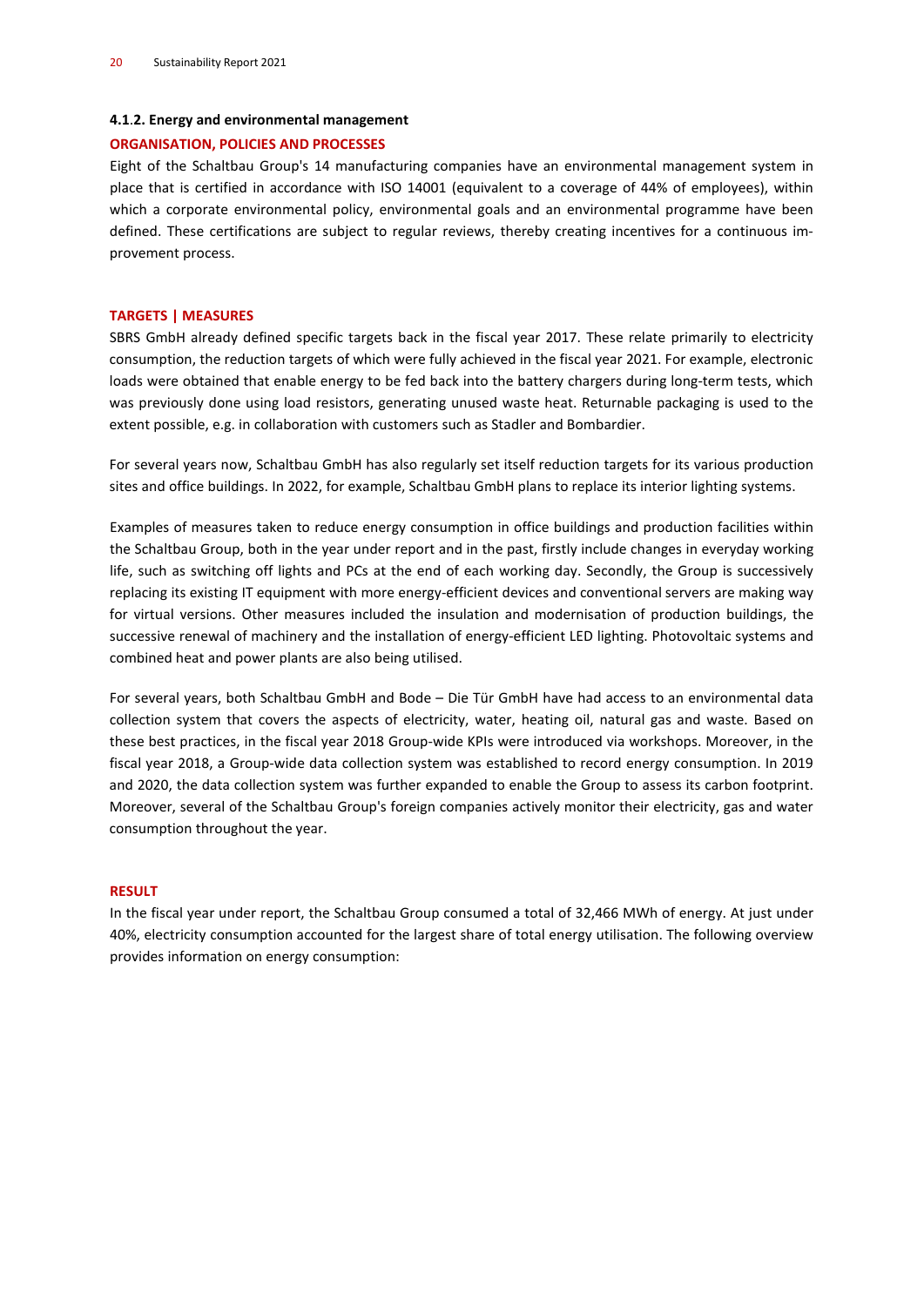#### 4.1.2. Energy and environmental management

**ORGANISATION, POLICIES AND PROCESSES**

Eight of the Schaltbau Group's 14 manufacturing companies have an environmental management system in place that is certified in accordance with ISO 14001 (equivalent to a coverage of 44% of employees), within which a corporate environmental policy, environmental goals and an environmental programme have been defined. These certifications are subject to regular reviews, thereby creating incentives for a continuous improvement process.

**TARGETS | MEASURES**

SBRS GmbH already defined specific targets back in the fiscal year 2017. These relate primarily to electricity consumption, the reduction targets of which were fully achieved in the fiscal year 2021. For example, electronic loads were obtained that enable energy to be fed back into the battery chargers during long-term tests, which was previously done using load resistors, generating unused waste heat. Returnable packaging is used to the extent possible, e.g. in collaboration with customers such as Stadler and Bombardier.

For several years now, Schaltbau GmbH has also regularly set itself reduction targets for its various production sites and office buildings. In 2022, for example, Schaltbau GmbH plans to replace its interior lighting systems.

Examples of measures taken to reduce energy consumption in office buildings and production facilities within the Schaltbau Group, both in the year under report and in the past, firstly include changes in everyday working life, such as switching off lights and PCs at the end of each working day. Secondly, the Group is successively replacing its existing IT equipment with more energy-efficient devices and conventional servers are making way for virtual versions. Other measures included the insulation and modernisation of production buildings, the successive renewal of machinery and the installation of energy-efficient LED lighting. Photovoltaic systems and combined heat and power plants are also being utilised.

For several years, both Schaltbau GmbH and Bode – Die Tür GmbH have had access to an environmental data collection system that covers the aspects of electricity, water, heating oil, natural gas and waste. Based on these best practices, in the fiscal year 2018 Group-wide KPIs were introduced via workshops. Moreover, in the fiscal year 2018, a Group-wide data collection system was established to record energy consumption. In 2019 and 2020, the data collection system was further expanded to enable the Group to assess its carbon footprint. Moreover, several of the Schaltbau Group's foreign companies actively monitor their electricity, gas and water consumption throughout the year.

**RESULT**

In the fiscal year under report, the Schaltbau Group consumed a total of 32,466 MWh of energy. At just under 40%, electricity consumption accounted for the largest share of total energy utilisation. The following overview provides information on energy consumption: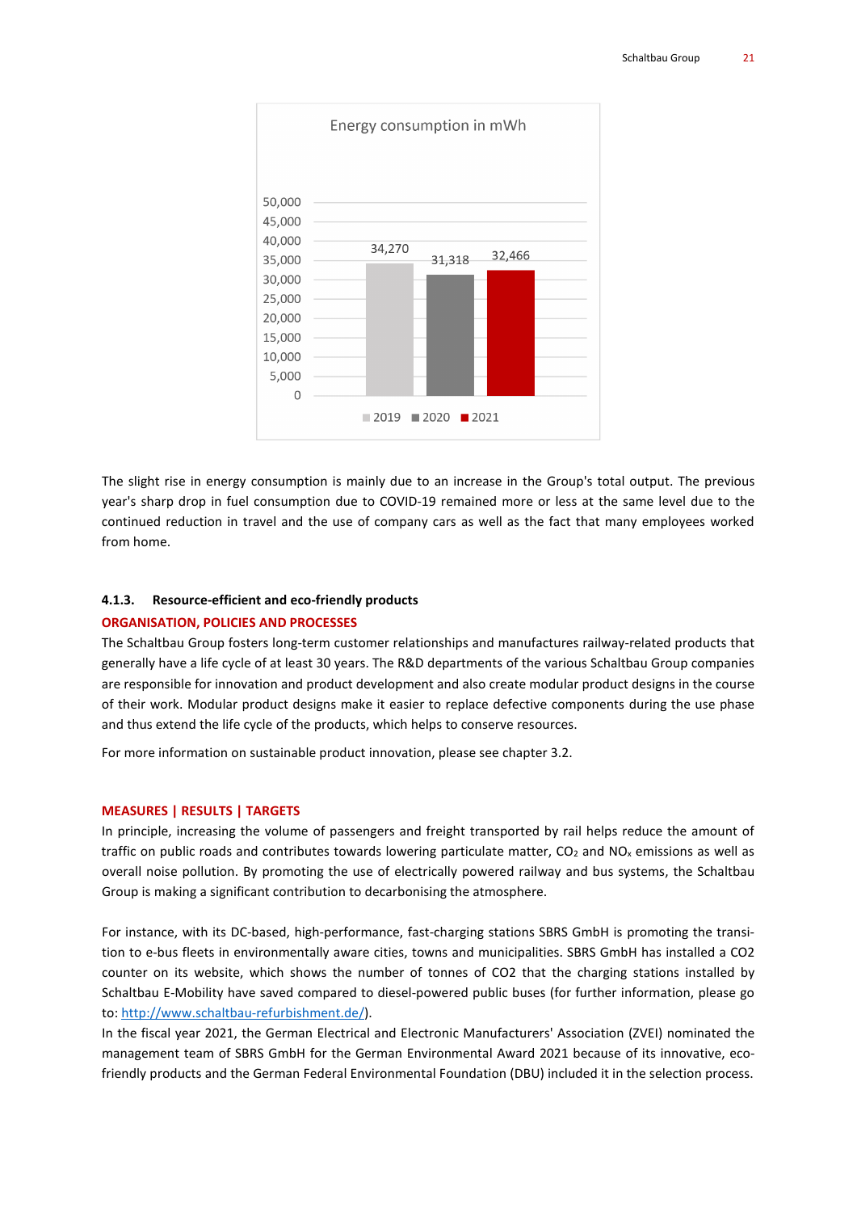Energy consumption in mWh

| Year | Energy consumption in mWh |
|---|---|
| 2019 | 34,270 |
| 2020 | 31,318 |
| 2021 | 32,466 |

The slight rise in energy consumption is mainly due to an increase in the Group's total output. The previous year's sharp drop in fuel consumption due to COVID-19 remained more or less at the same level due to the continued reduction in travel and the use of company cars as well as the fact that many employees worked from home.

### 4.1.3. Resource-efficient and eco-friendly products

**ORGANISATION, POLICIES AND PROCESSES**

The Schaltbau Group fosters long-term customer relationships and manufactures railway-related products that generally have a life cycle of at least 30 years. The R&D departments of the various Schaltbau Group companies are responsible for innovation and product development and also create modular product designs in the course of their work. Modular product designs make it easier to replace defective components during the use phase and thus extend the life cycle of the products, which helps to conserve resources.

For more information on sustainable product innovation, please see chapter 3.2.

**MEASURES | RESULTS | TARGETS**

In principle, increasing the volume of passengers and freight transported by rail helps reduce the amount of traffic on public roads and contributes towards lowering particulate matter, $CO_2$ and $NO_x$ emissions as well as overall noise pollution. By promoting the use of electrically powered railway and bus systems, the Schaltbau Group is making a significant contribution to decarbonising the atmosphere.

For instance, with its DC-based, high-performance, fast-charging stations SBRS GmbH is promoting the transition to e-bus fleets in environmentally aware cities, towns and municipalities. SBRS GmbH has installed a CO2 counter on its website, which shows the number of tonnes of CO2 that the charging stations installed by Schaltbau E-Mobility have saved compared to diesel-powered public buses (for further information, please go to: http://www.schaltbau-refurbishment.de/).

In the fiscal year 2021, the German Electrical and Electronic Manufacturers' Association (ZVEI) nominated the management team of SBRS GmbH for the German Environmental Award 2021 because of its innovative, eco-friendly products and the German Federal Environmental Foundation (DBU) included it in the selection process.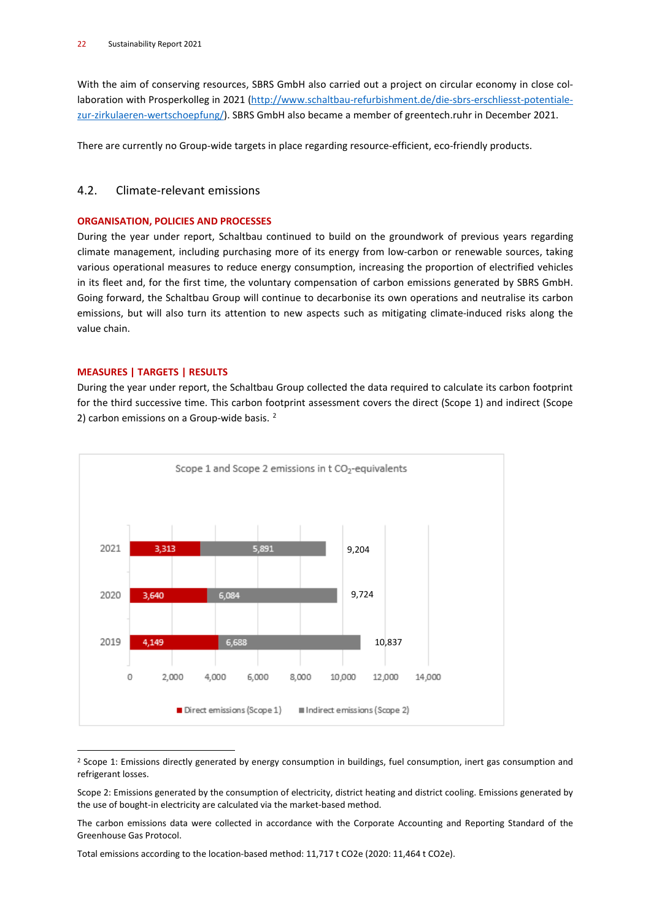With the aim of conserving resources, SBRS GmbH also carried out a project on circular economy in close collaboration with Prosperkolleg in 2021 (http://www.schaltbau-refurbishment.de/die-sbrs-erschliesst-potentiale-zur-zirkulaeren-wertschoepfung/). SBRS GmbH also became a member of greentech.ruhr in December 2021.

There are currently no Group-wide targets in place regarding resource-efficient, eco-friendly products.

## 4.2. Climate-relevant emissions

**ORGANISATION, POLICIES AND PROCESSES**

During the year under report, Schaltbau continued to build on the groundwork of previous years regarding climate management, including purchasing more of its energy from low-carbon or renewable sources, taking various operational measures to reduce energy consumption, increasing the proportion of electrified vehicles in its fleet and, for the first time, the voluntary compensation of carbon emissions generated by SBRS GmbH. Going forward, the Schaltbau Group will continue to decarbonise its own operations and neutralise its carbon emissions, but will also turn its attention to new aspects such as mitigating climate-induced risks along the value chain.

**MEASURES | TARGETS | RESULTS**

During the year under report, the Schaltbau Group collected the data required to calculate its carbon footprint for the third successive time. This carbon footprint assessment covers the direct (Scope 1) and indirect (Scope 2) carbon emissions on a Group-wide basis. [2]

Scope 1 and Scope 2 emissions in t $CO_2$-equivalents

| Year | Direct emissions (Scope 1) | Indirect emissions (Scope 2) | Total |
|---|---|---|---|
| 2021 | 3,313 | 5,891 | 9,204 |
| 2020 | 3,640 | 6,084 | 9,724 |
| 2019 | 4,149 | 6,688 | 10,837 |

[2] Scope 1: Emissions directly generated by energy consumption in buildings, fuel consumption, inert gas consumption and refrigerant losses.

Scope 2: Emissions generated by the consumption of electricity, district heating and district cooling. Emissions generated by the use of bought-in electricity are calculated via the market-based method.

The carbon emissions data were collected in accordance with the Corporate Accounting and Reporting Standard of the Greenhouse Gas Protocol.

Total emissions according to the location-based method: 11,717 t CO2e (2020: 11,464 t CO2e).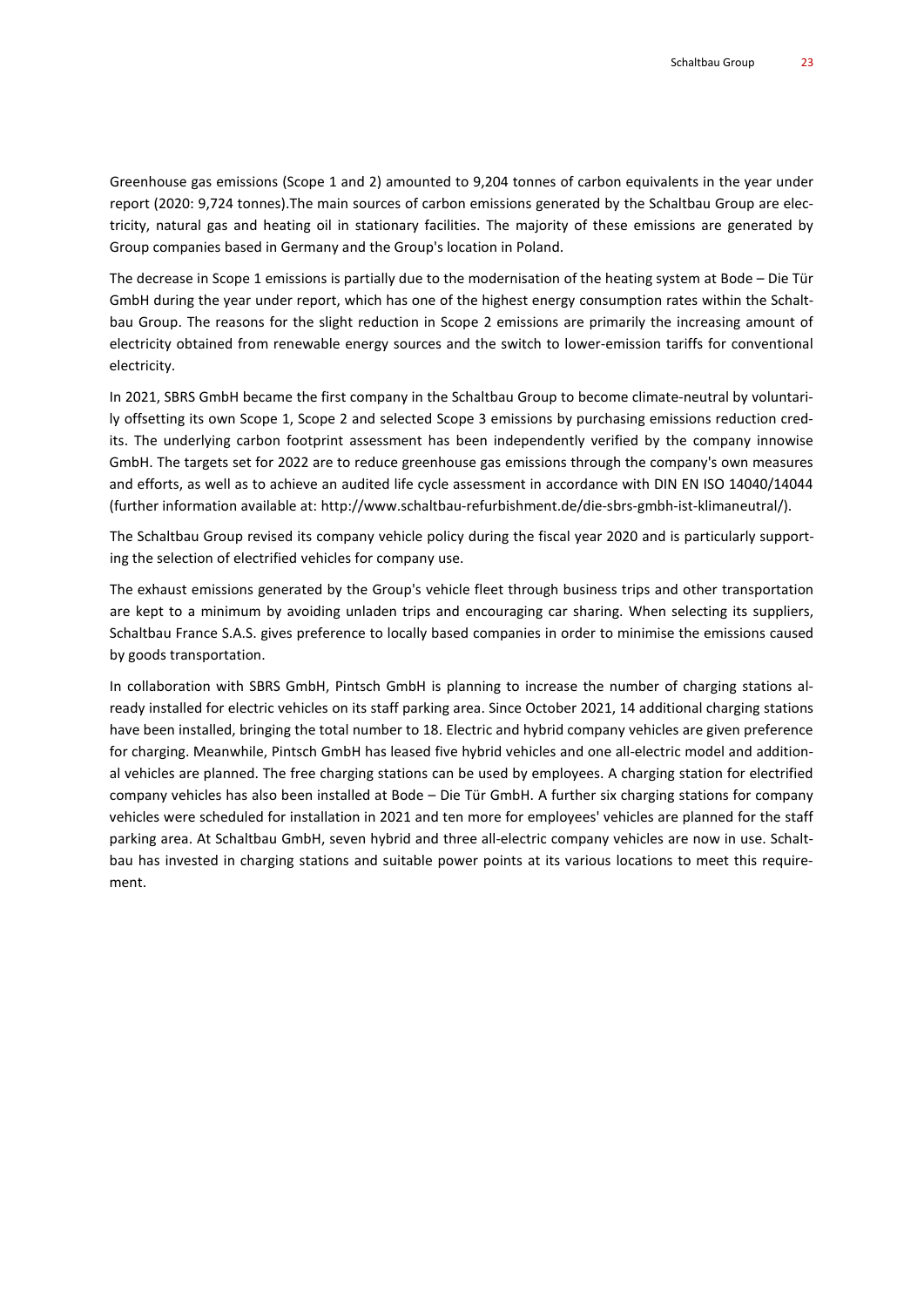Greenhouse gas emissions (Scope 1 and 2) amounted to 9,204 tonnes of carbon equivalents in the year under report (2020: 9,724 tonnes).The main sources of carbon emissions generated by the Schaltbau Group are electricity, natural gas and heating oil in stationary facilities. The majority of these emissions are generated by Group companies based in Germany and the Group's location in Poland.

The decrease in Scope 1 emissions is partially due to the modernisation of the heating system at Bode – Die Tür GmbH during the year under report, which has one of the highest energy consumption rates within the Schaltbau Group. The reasons for the slight reduction in Scope 2 emissions are primarily the increasing amount of electricity obtained from renewable energy sources and the switch to lower-emission tariffs for conventional electricity.

In 2021, SBRS GmbH became the first company in the Schaltbau Group to become climate-neutral by voluntarily offsetting its own Scope 1, Scope 2 and selected Scope 3 emissions by purchasing emissions reduction credits. The underlying carbon footprint assessment has been independently verified by the company innowise GmbH. The targets set for 2022 are to reduce greenhouse gas emissions through the company's own measures and efforts, as well as to achieve an audited life cycle assessment in accordance with DIN EN ISO 14040/14044 (further information available at: http://www.schaltbau-refurbishment.de/die-sbrs-gmbh-ist-klimaneutral/).

The Schaltbau Group revised its company vehicle policy during the fiscal year 2020 and is particularly supporting the selection of electrified vehicles for company use.

The exhaust emissions generated by the Group's vehicle fleet through business trips and other transportation are kept to a minimum by avoiding unladen trips and encouraging car sharing. When selecting its suppliers, Schaltbau France S.A.S. gives preference to locally based companies in order to minimise the emissions caused by goods transportation.

In collaboration with SBRS GmbH, Pintsch GmbH is planning to increase the number of charging stations already installed for electric vehicles on its staff parking area. Since October 2021, 14 additional charging stations have been installed, bringing the total number to 18. Electric and hybrid company vehicles are given preference for charging. Meanwhile, Pintsch GmbH has leased five hybrid vehicles and one all-electric model and additional vehicles are planned. The free charging stations can be used by employees. A charging station for electrified company vehicles has also been installed at Bode – Die Tür GmbH. A further six charging stations for company vehicles were scheduled for installation in 2021 and ten more for employees' vehicles are planned for the staff parking area. At Schaltbau GmbH, seven hybrid and three all-electric company vehicles are now in use. Schaltbau has invested in charging stations and suitable power points at its various locations to meet this requirement.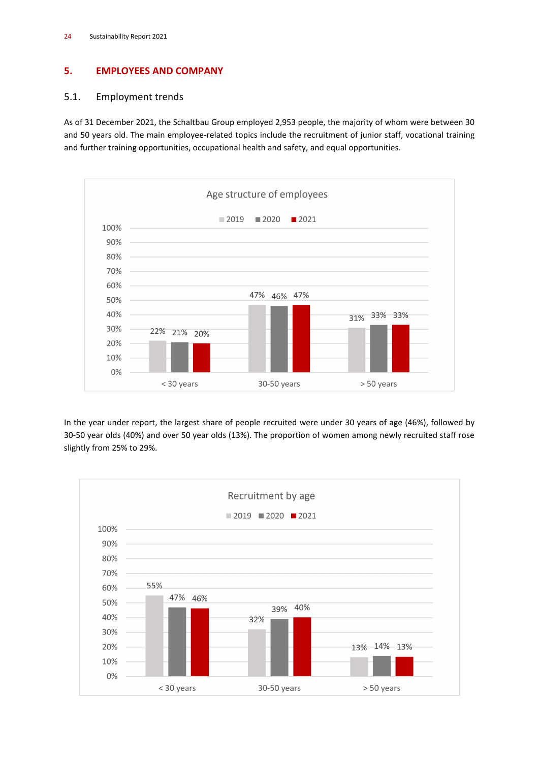# 5. EMPLOYEES AND COMPANY

## 5.1. Employment trends

As of 31 December 2021, the Schaltbau Group employed 2,953 people, the majority of whom were between 30 and 50 years old. The main employee-related topics include the recruitment of junior staff, vocational training and further training opportunities, occupational health and safety, and equal opportunities.

**Age structure of employees**

| | 2019 | 2020 | 2021 |
|---|---|---|---|
| < 30 years | 22% | 21% | 20% |
| 30-50 years | 47% | 46% | 47% |
| > 50 years | 31% | 33% | 33% |

In the year under report, the largest share of people recruited were under 30 years of age (46%), followed by 30-50 year olds (40%) and over 50 year olds (13%). The proportion of women among newly recruited staff rose slightly from 25% to 29%.

**Recruitment by age**

| | 2019 | 2020 | 2021 |
|---|---|---|---|
| < 30 years | 55% | 47% | 46% |
| 30-50 years | 32% | 39% | 40% |
| > 50 years | 13% | 14% | 13% |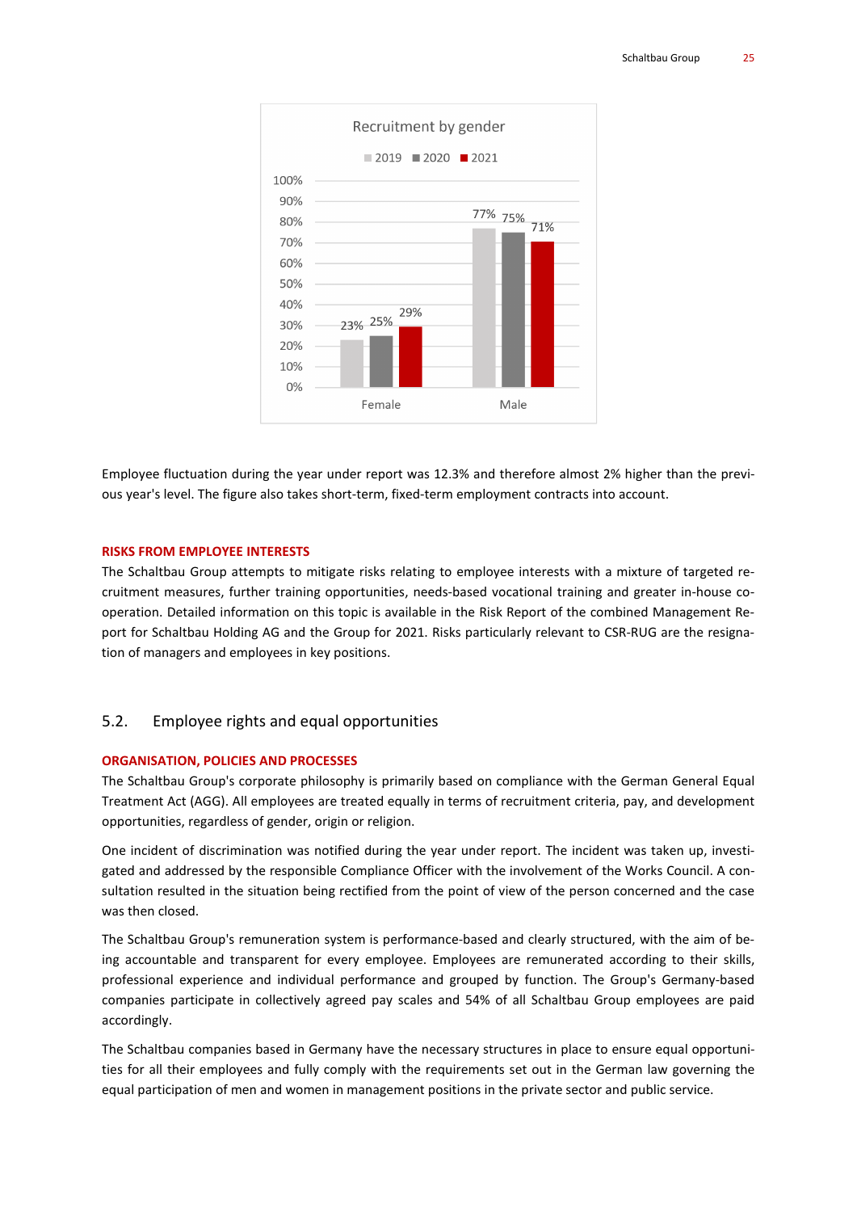Recruitment by gender

| | 2019 | 2020 | 2021 |
|---|---|---|---|
| Female | 23% | 25% | 29% |
| Male | 77% | 75% | 71% |

Employee fluctuation during the year under report was 12.3% and therefore almost 2% higher than the previous year's level. The figure also takes short-term, fixed-term employment contracts into account.

**RISKS FROM EMPLOYEE INTERESTS**

The Schaltbau Group attempts to mitigate risks relating to employee interests with a mixture of targeted recruitment measures, further training opportunities, needs-based vocational training and greater in-house cooperation. Detailed information on this topic is available in the Risk Report of the combined Management Report for Schaltbau Holding AG and the Group for 2021. Risks particularly relevant to CSR-RUG are the resignation of managers and employees in key positions.

## 5.2. Employee rights and equal opportunities

**ORGANISATION, POLICIES AND PROCESSES**

The Schaltbau Group's corporate philosophy is primarily based on compliance with the German General Equal Treatment Act (AGG). All employees are treated equally in terms of recruitment criteria, pay, and development opportunities, regardless of gender, origin or religion.

One incident of discrimination was notified during the year under report. The incident was taken up, investigated and addressed by the responsible Compliance Officer with the involvement of the Works Council. A consultation resulted in the situation being rectified from the point of view of the person concerned and the case was then closed.

The Schaltbau Group's remuneration system is performance-based and clearly structured, with the aim of being accountable and transparent for every employee. Employees are remunerated according to their skills, professional experience and individual performance and grouped by function. The Group's Germany-based companies participate in collectively agreed pay scales and 54% of all Schaltbau Group employees are paid accordingly.

The Schaltbau companies based in Germany have the necessary structures in place to ensure equal opportunities for all their employees and fully comply with the requirements set out in the German law governing the equal participation of men and women in management positions in the private sector and public service.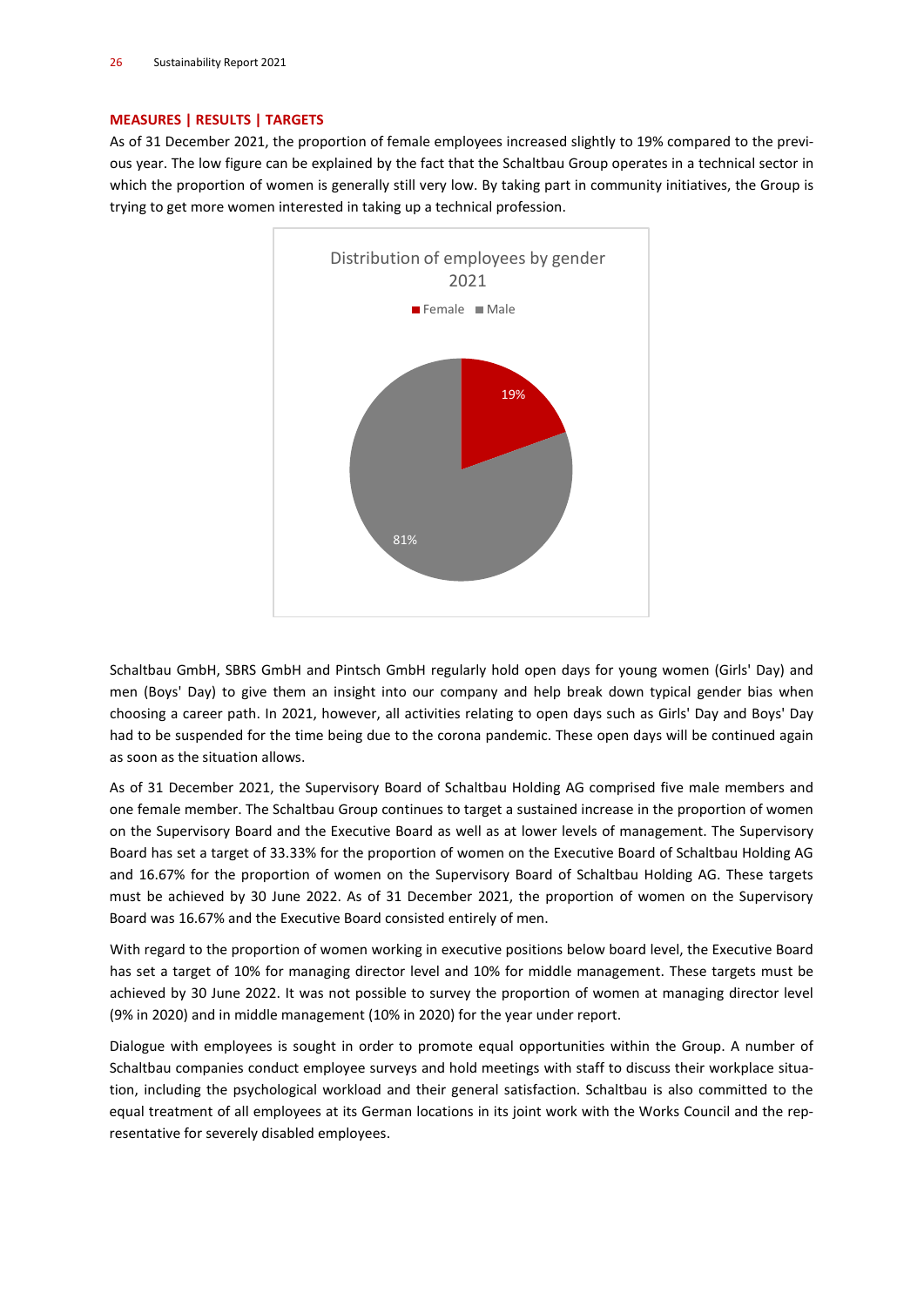**MEASURES | RESULTS | TARGETS**

As of 31 December 2021, the proportion of female employees increased slightly to 19% compared to the previous year. The low figure can be explained by the fact that the Schaltbau Group operates in a technical sector in which the proportion of women is generally still very low. By taking part in community initiatives, the Group is trying to get more women interested in taking up a technical profession.

Distribution of employees by gender 2021

Female | Male

19%

81%

Schaltbau GmbH, SBRS GmbH and Pintsch GmbH regularly hold open days for young women (Girls' Day) and men (Boys' Day) to give them an insight into our company and help break down typical gender bias when choosing a career path. In 2021, however, all activities relating to open days such as Girls' Day and Boys' Day had to be suspended for the time being due to the corona pandemic. These open days will be continued again as soon as the situation allows.

As of 31 December 2021, the Supervisory Board of Schaltbau Holding AG comprised five male members and one female member. The Schaltbau Group continues to target a sustained increase in the proportion of women on the Supervisory Board and the Executive Board as well as at lower levels of management. The Supervisory Board has set a target of 33.33% for the proportion of women on the Executive Board of Schaltbau Holding AG and 16.67% for the proportion of women on the Supervisory Board of Schaltbau Holding AG. These targets must be achieved by 30 June 2022. As of 31 December 2021, the proportion of women on the Supervisory Board was 16.67% and the Executive Board consisted entirely of men.

With regard to the proportion of women working in executive positions below board level, the Executive Board has set a target of 10% for managing director level and 10% for middle management. These targets must be achieved by 30 June 2022. It was not possible to survey the proportion of women at managing director level (9% in 2020) and in middle management (10% in 2020) for the year under report.

Dialogue with employees is sought in order to promote equal opportunities within the Group. A number of Schaltbau companies conduct employee surveys and hold meetings with staff to discuss their workplace situation, including the psychological workload and their general satisfaction. Schaltbau is also committed to the equal treatment of all employees at its German locations in its joint work with the Works Council and the representative for severely disabled employees.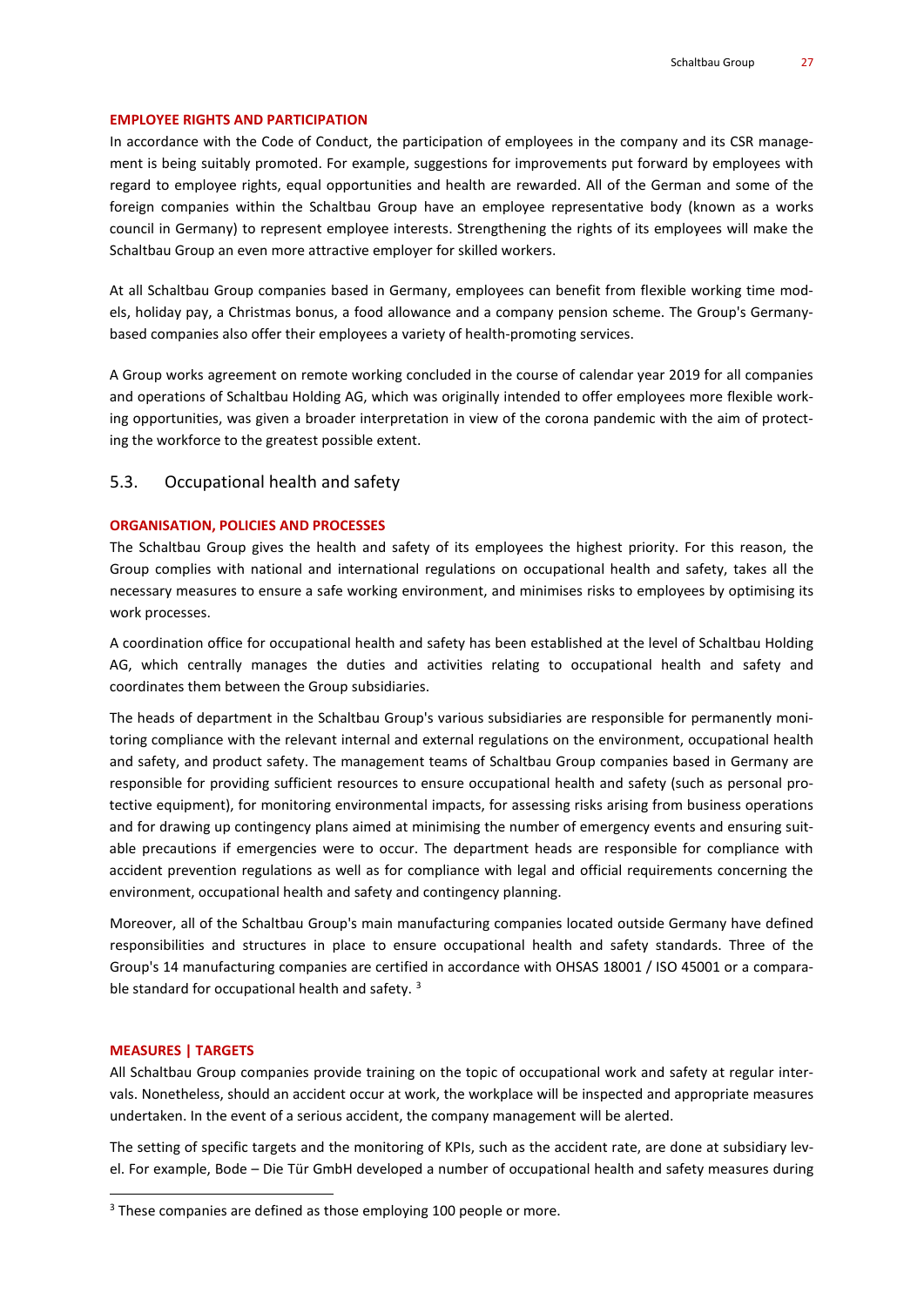#### EMPLOYEE RIGHTS AND PARTICIPATION

In accordance with the Code of Conduct, the participation of employees in the company and its CSR management is being suitably promoted. For example, suggestions for improvements put forward by employees with regard to employee rights, equal opportunities and health are rewarded. All of the German and some of the foreign companies within the Schaltbau Group have an employee representative body (known as a works council in Germany) to represent employee interests. Strengthening the rights of its employees will make the Schaltbau Group an even more attractive employer for skilled workers.

At all Schaltbau Group companies based in Germany, employees can benefit from flexible working time models, holiday pay, a Christmas bonus, a food allowance and a company pension scheme. The Group's Germany-based companies also offer their employees a variety of health-promoting services.

A Group works agreement on remote working concluded in the course of calendar year 2019 for all companies and operations of Schaltbau Holding AG, which was originally intended to offer employees more flexible working opportunities, was given a broader interpretation in view of the corona pandemic with the aim of protecting the workforce to the greatest possible extent.

## 5.3. Occupational health and safety

#### ORGANISATION, POLICIES AND PROCESSES

The Schaltbau Group gives the health and safety of its employees the highest priority. For this reason, the Group complies with national and international regulations on occupational health and safety, takes all the necessary measures to ensure a safe working environment, and minimises risks to employees by optimising its work processes.

A coordination office for occupational health and safety has been established at the level of Schaltbau Holding AG, which centrally manages the duties and activities relating to occupational health and safety and coordinates them between the Group subsidiaries.

The heads of department in the Schaltbau Group's various subsidiaries are responsible for permanently monitoring compliance with the relevant internal and external regulations on the environment, occupational health and safety, and product safety. The management teams of Schaltbau Group companies based in Germany are responsible for providing sufficient resources to ensure occupational health and safety (such as personal protective equipment), for monitoring environmental impacts, for assessing risks arising from business operations and for drawing up contingency plans aimed at minimising the number of emergency events and ensuring suitable precautions if emergencies were to occur. The department heads are responsible for compliance with accident prevention regulations as well as for compliance with legal and official requirements concerning the environment, occupational health and safety and contingency planning.

Moreover, all of the Schaltbau Group's main manufacturing companies located outside Germany have defined responsibilities and structures in place to ensure occupational health and safety standards. Three of the Group's 14 manufacturing companies are certified in accordance with OHSAS 18001 / ISO 45001 or a comparable standard for occupational health and safety. [3]

#### MEASURES | TARGETS

All Schaltbau Group companies provide training on the topic of occupational work and safety at regular intervals. Nonetheless, should an accident occur at work, the workplace will be inspected and appropriate measures undertaken. In the event of a serious accident, the company management will be alerted.

The setting of specific targets and the monitoring of KPIs, such as the accident rate, are done at subsidiary level. For example, Bode – Die Tür GmbH developed a number of occupational health and safety measures during

[3] These companies are defined as those employing 100 people or more.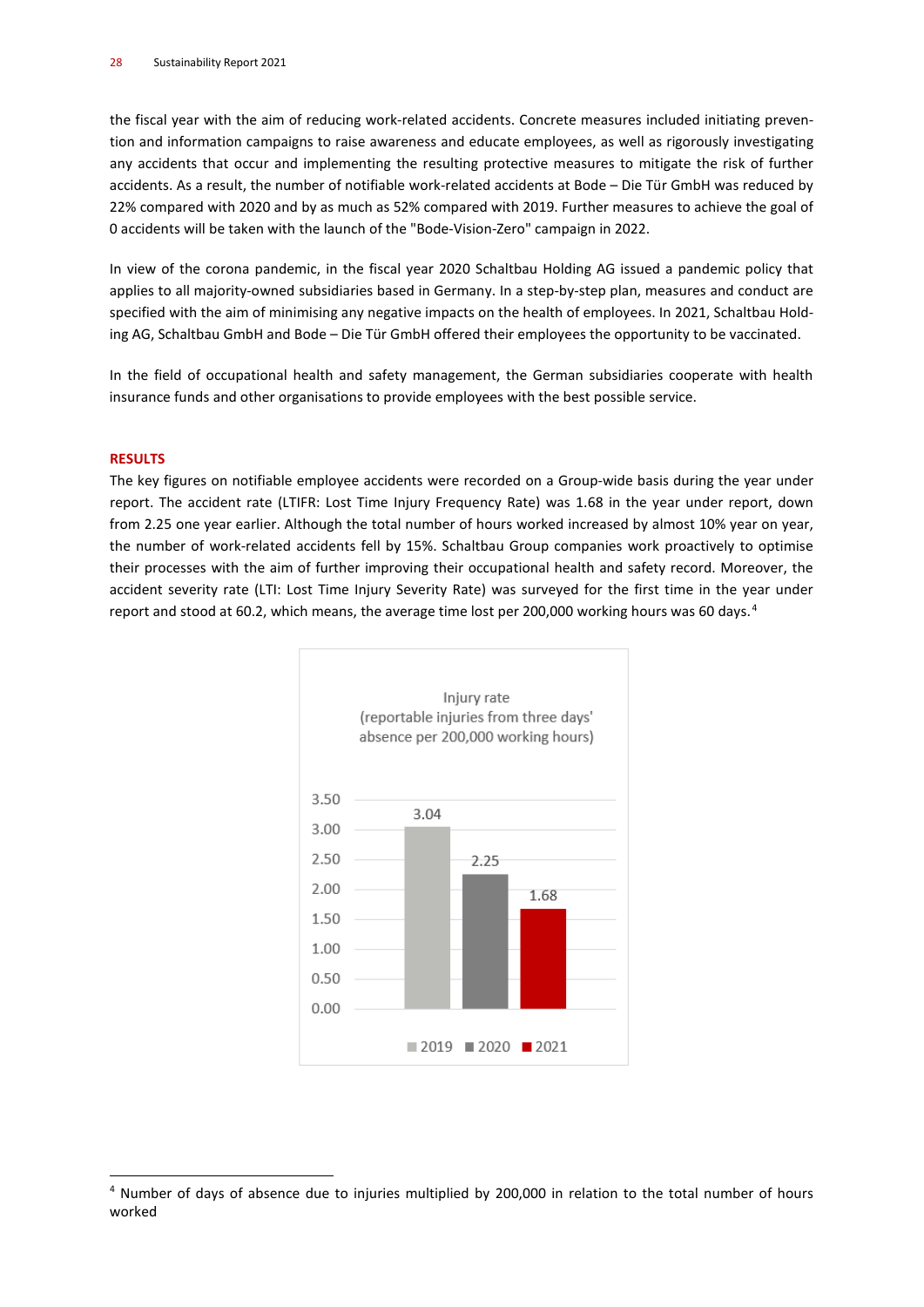the fiscal year with the aim of reducing work-related accidents. Concrete measures included initiating prevention and information campaigns to raise awareness and educate employees, as well as rigorously investigating any accidents that occur and implementing the resulting protective measures to mitigate the risk of further accidents. As a result, the number of notifiable work-related accidents at Bode – Die Tür GmbH was reduced by 22% compared with 2020 and by as much as 52% compared with 2019. Further measures to achieve the goal of 0 accidents will be taken with the launch of the "Bode-Vision-Zero" campaign in 2022.

In view of the corona pandemic, in the fiscal year 2020 Schaltbau Holding AG issued a pandemic policy that applies to all majority-owned subsidiaries based in Germany. In a step-by-step plan, measures and conduct are specified with the aim of minimising any negative impacts on the health of employees. In 2021, Schaltbau Holding AG, Schaltbau GmbH and Bode – Die Tür GmbH offered their employees the opportunity to be vaccinated.

In the field of occupational health and safety management, the German subsidiaries cooperate with health insurance funds and other organisations to provide employees with the best possible service.

## RESULTS

The key figures on notifiable employee accidents were recorded on a Group-wide basis during the year under report. The accident rate (LTIFR: Lost Time Injury Frequency Rate) was 1.68 in the year under report, down from 2.25 one year earlier. Although the total number of hours worked increased by almost 10% year on year, the number of work-related accidents fell by 15%. Schaltbau Group companies work proactively to optimise their processes with the aim of further improving their occupational health and safety record. Moreover, the accident severity rate (LTI: Lost Time Injury Severity Rate) was surveyed for the first time in the year under report and stood at 60.2, which means, the average time lost per 200,000 working hours was 60 days.[4]

Injury rate
(reportable injuries from three days' absence per 200,000 working hours)

| Year | Injury rate |
|---|---|
| 2019 | 3.04 |
| 2020 | 2.25 |
| 2021 | 1.68 |

[4] Number of days of absence due to injuries multiplied by 200,000 in relation to the total number of hours worked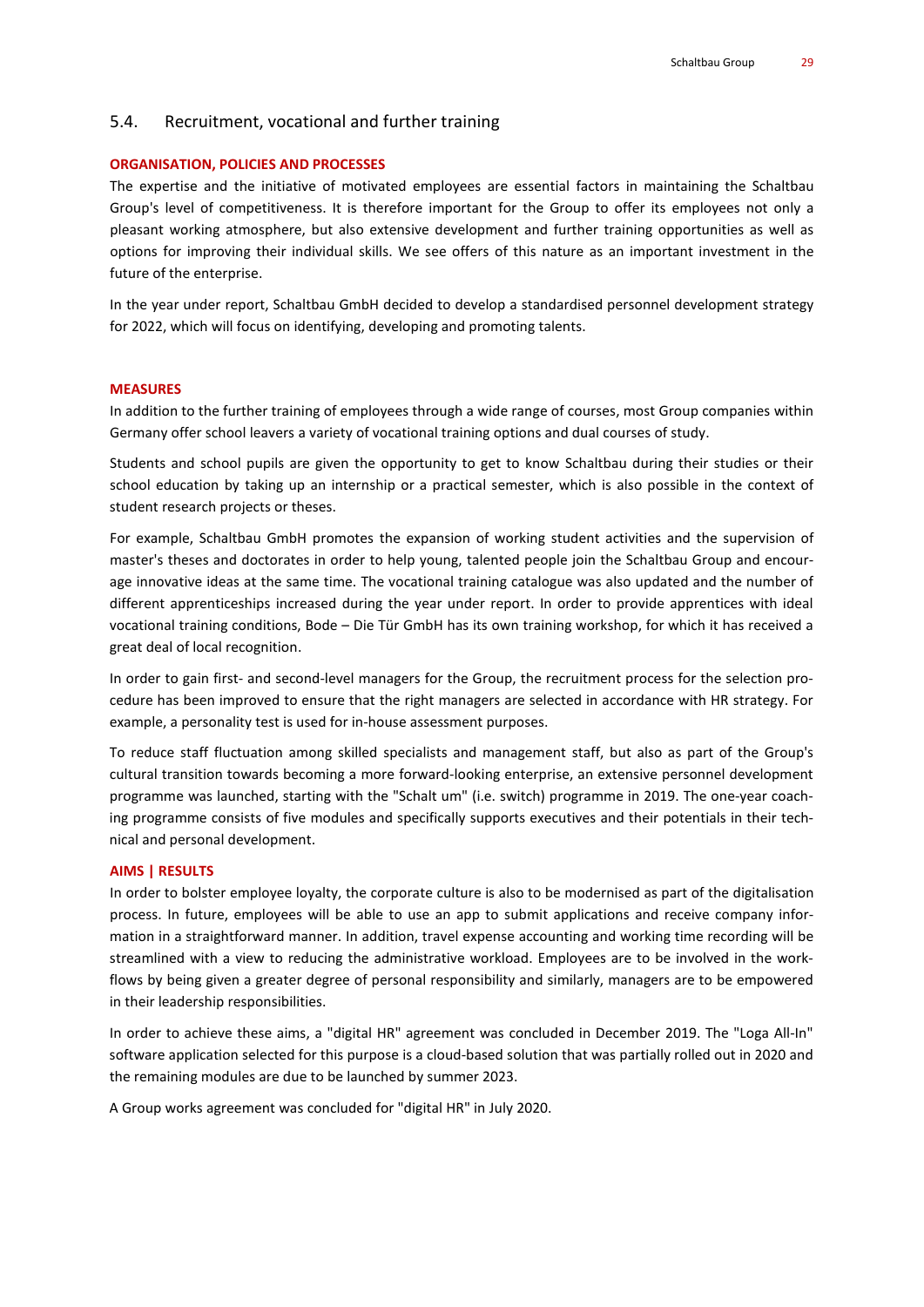## 5.4. Recruitment, vocational and further training

**ORGANISATION, POLICIES AND PROCESSES**

The expertise and the initiative of motivated employees are essential factors in maintaining the Schaltbau Group's level of competitiveness. It is therefore important for the Group to offer its employees not only a pleasant working atmosphere, but also extensive development and further training opportunities as well as options for improving their individual skills. We see offers of this nature as an important investment in the future of the enterprise.

In the year under report, Schaltbau GmbH decided to develop a standardised personnel development strategy for 2022, which will focus on identifying, developing and promoting talents.

**MEASURES**

In addition to the further training of employees through a wide range of courses, most Group companies within Germany offer school leavers a variety of vocational training options and dual courses of study.

Students and school pupils are given the opportunity to get to know Schaltbau during their studies or their school education by taking up an internship or a practical semester, which is also possible in the context of student research projects or theses.

For example, Schaltbau GmbH promotes the expansion of working student activities and the supervision of master's theses and doctorates in order to help young, talented people join the Schaltbau Group and encourage innovative ideas at the same time. The vocational training catalogue was also updated and the number of different apprenticeships increased during the year under report. In order to provide apprentices with ideal vocational training conditions, Bode – Die Tür GmbH has its own training workshop, for which it has received a great deal of local recognition.

In order to gain first- and second-level managers for the Group, the recruitment process for the selection procedure has been improved to ensure that the right managers are selected in accordance with HR strategy. For example, a personality test is used for in-house assessment purposes.

To reduce staff fluctuation among skilled specialists and management staff, but also as part of the Group's cultural transition towards becoming a more forward-looking enterprise, an extensive personnel development programme was launched, starting with the "Schalt um" (i.e. switch) programme in 2019. The one-year coaching programme consists of five modules and specifically supports executives and their potentials in their technical and personal development.

**AIMS | RESULTS**

In order to bolster employee loyalty, the corporate culture is also to be modernised as part of the digitalisation process. In future, employees will be able to use an app to submit applications and receive company information in a straightforward manner. In addition, travel expense accounting and working time recording will be streamlined with a view to reducing the administrative workload. Employees are to be involved in the workflows by being given a greater degree of personal responsibility and similarly, managers are to be empowered in their leadership responsibilities.

In order to achieve these aims, a "digital HR" agreement was concluded in December 2019. The "Loga All-In" software application selected for this purpose is a cloud-based solution that was partially rolled out in 2020 and the remaining modules are due to be launched by summer 2023.

A Group works agreement was concluded for "digital HR" in July 2020.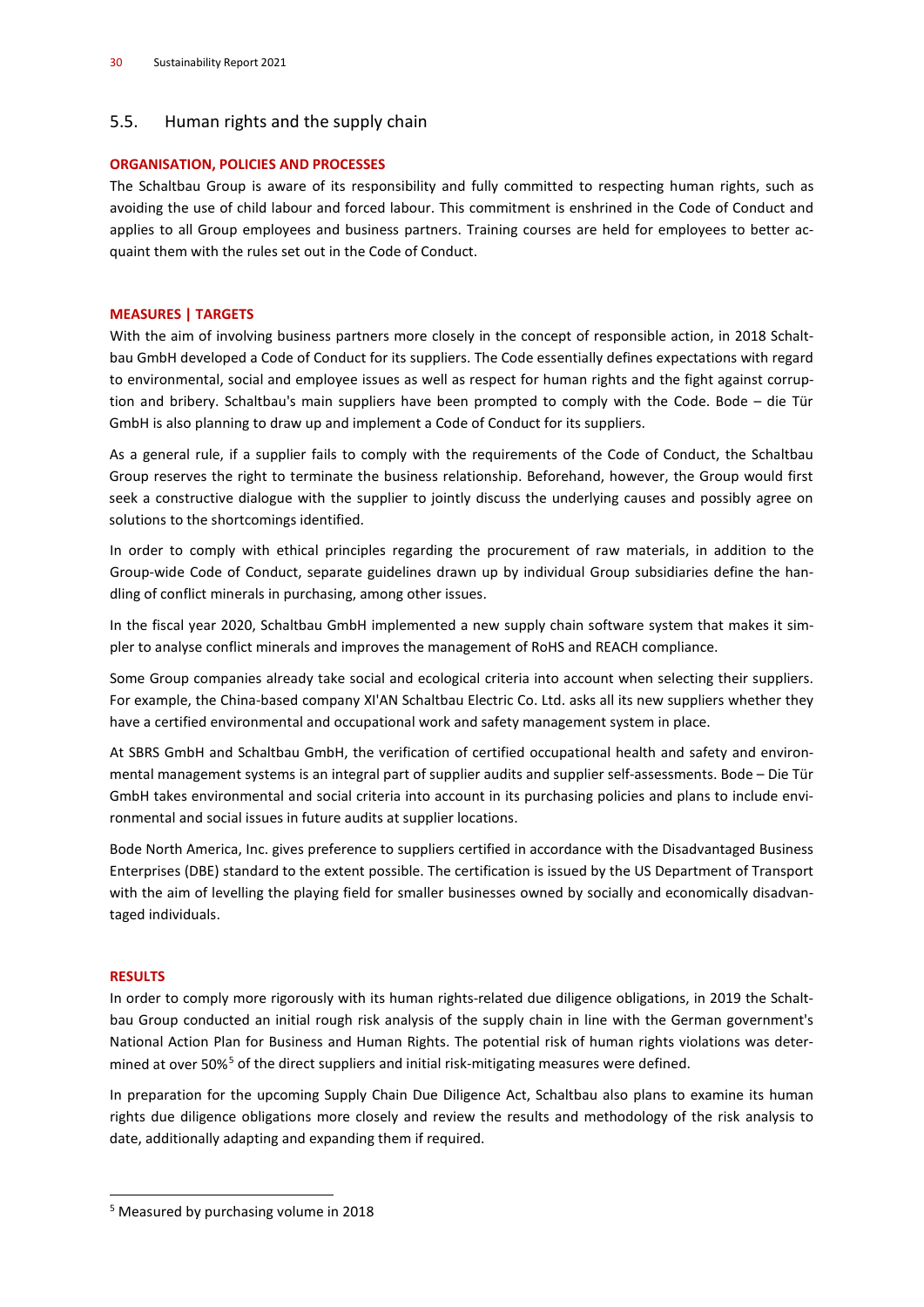## 5.5. Human rights and the supply chain

**ORGANISATION, POLICIES AND PROCESSES**

The Schaltbau Group is aware of its responsibility and fully committed to respecting human rights, such as avoiding the use of child labour and forced labour. This commitment is enshrined in the Code of Conduct and applies to all Group employees and business partners. Training courses are held for employees to better acquaint them with the rules set out in the Code of Conduct.

**MEASURES | TARGETS**

With the aim of involving business partners more closely in the concept of responsible action, in 2018 Schaltbau GmbH developed a Code of Conduct for its suppliers. The Code essentially defines expectations with regard to environmental, social and employee issues as well as respect for human rights and the fight against corruption and bribery. Schaltbau's main suppliers have been prompted to comply with the Code. Bode – die Tür GmbH is also planning to draw up and implement a Code of Conduct for its suppliers.

As a general rule, if a supplier fails to comply with the requirements of the Code of Conduct, the Schaltbau Group reserves the right to terminate the business relationship. Beforehand, however, the Group would first seek a constructive dialogue with the supplier to jointly discuss the underlying causes and possibly agree on solutions to the shortcomings identified.

In order to comply with ethical principles regarding the procurement of raw materials, in addition to the Group-wide Code of Conduct, separate guidelines drawn up by individual Group subsidiaries define the handling of conflict minerals in purchasing, among other issues.

In the fiscal year 2020, Schaltbau GmbH implemented a new supply chain software system that makes it simpler to analyse conflict minerals and improves the management of RoHS and REACH compliance.

Some Group companies already take social and ecological criteria into account when selecting their suppliers. For example, the China-based company XI'AN Schaltbau Electric Co. Ltd. asks all its new suppliers whether they have a certified environmental and occupational work and safety management system in place.

At SBRS GmbH and Schaltbau GmbH, the verification of certified occupational health and safety and environmental management systems is an integral part of supplier audits and supplier self-assessments. Bode – Die Tür GmbH takes environmental and social criteria into account in its purchasing policies and plans to include environmental and social issues in future audits at supplier locations.

Bode North America, Inc. gives preference to suppliers certified in accordance with the Disadvantaged Business Enterprises (DBE) standard to the extent possible. The certification is issued by the US Department of Transport with the aim of levelling the playing field for smaller businesses owned by socially and economically disadvantaged individuals.

**RESULTS**

In order to comply more rigorously with its human rights-related due diligence obligations, in 2019 the Schaltbau Group conducted an initial rough risk analysis of the supply chain in line with the German government's National Action Plan for Business and Human Rights. The potential risk of human rights violations was determined at over 50%[5] of the direct suppliers and initial risk-mitigating measures were defined.

In preparation for the upcoming Supply Chain Due Diligence Act, Schaltbau also plans to examine its human rights due diligence obligations more closely and review the results and methodology of the risk analysis to date, additionally adapting and expanding them if required.

---

[5] Measured by purchasing volume in 2018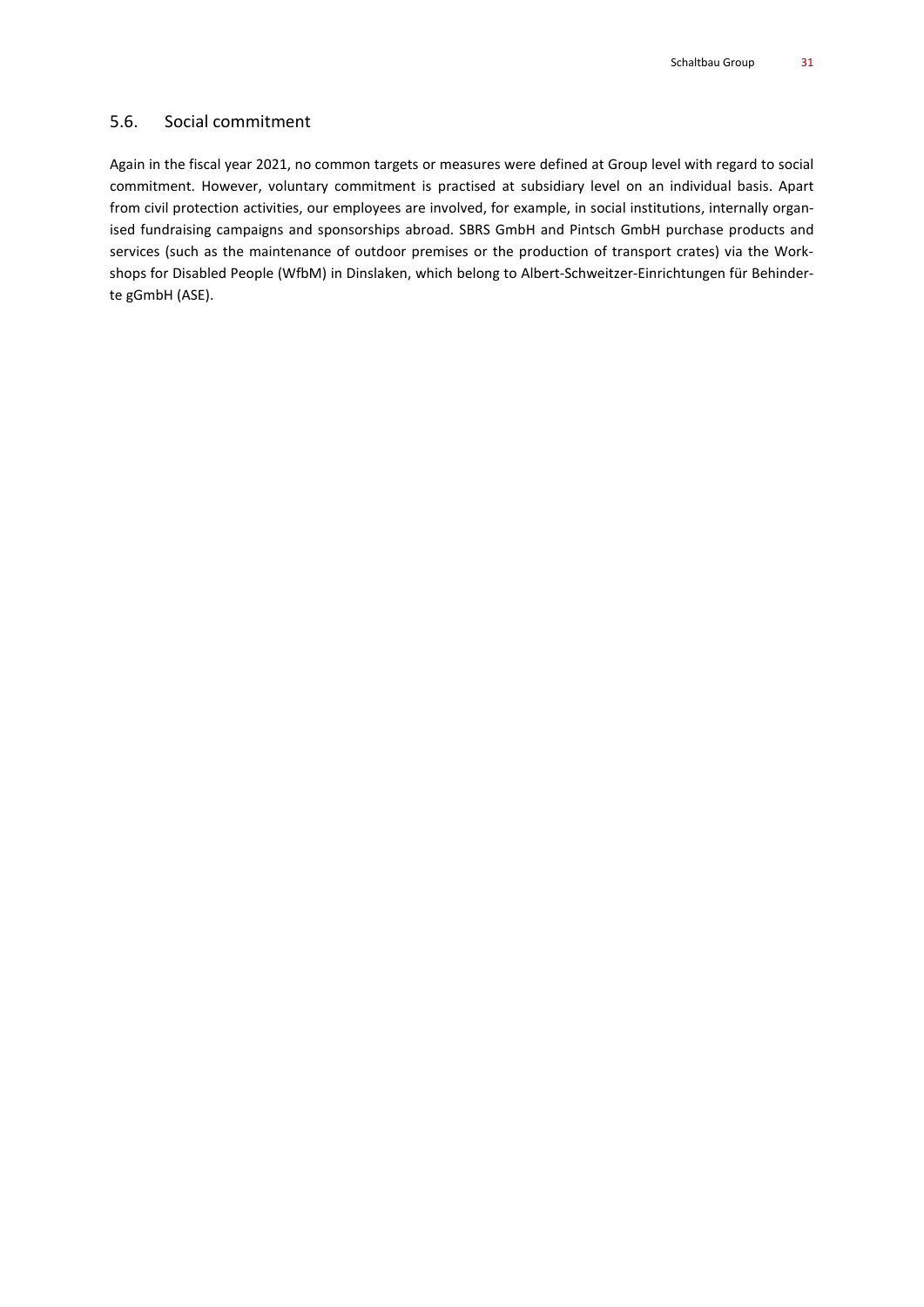## 5.6. Social commitment

Again in the fiscal year 2021, no common targets or measures were defined at Group level with regard to social commitment. However, voluntary commitment is practised at subsidiary level on an individual basis. Apart from civil protection activities, our employees are involved, for example, in social institutions, internally organised fundraising campaigns and sponsorships abroad. SBRS GmbH and Pintsch GmbH purchase products and services (such as the maintenance of outdoor premises or the production of transport crates) via the Workshops for Disabled People (WfbM) in Dinslaken, which belong to Albert-Schweitzer-Einrichtungen für Behinderte gGmbH (ASE).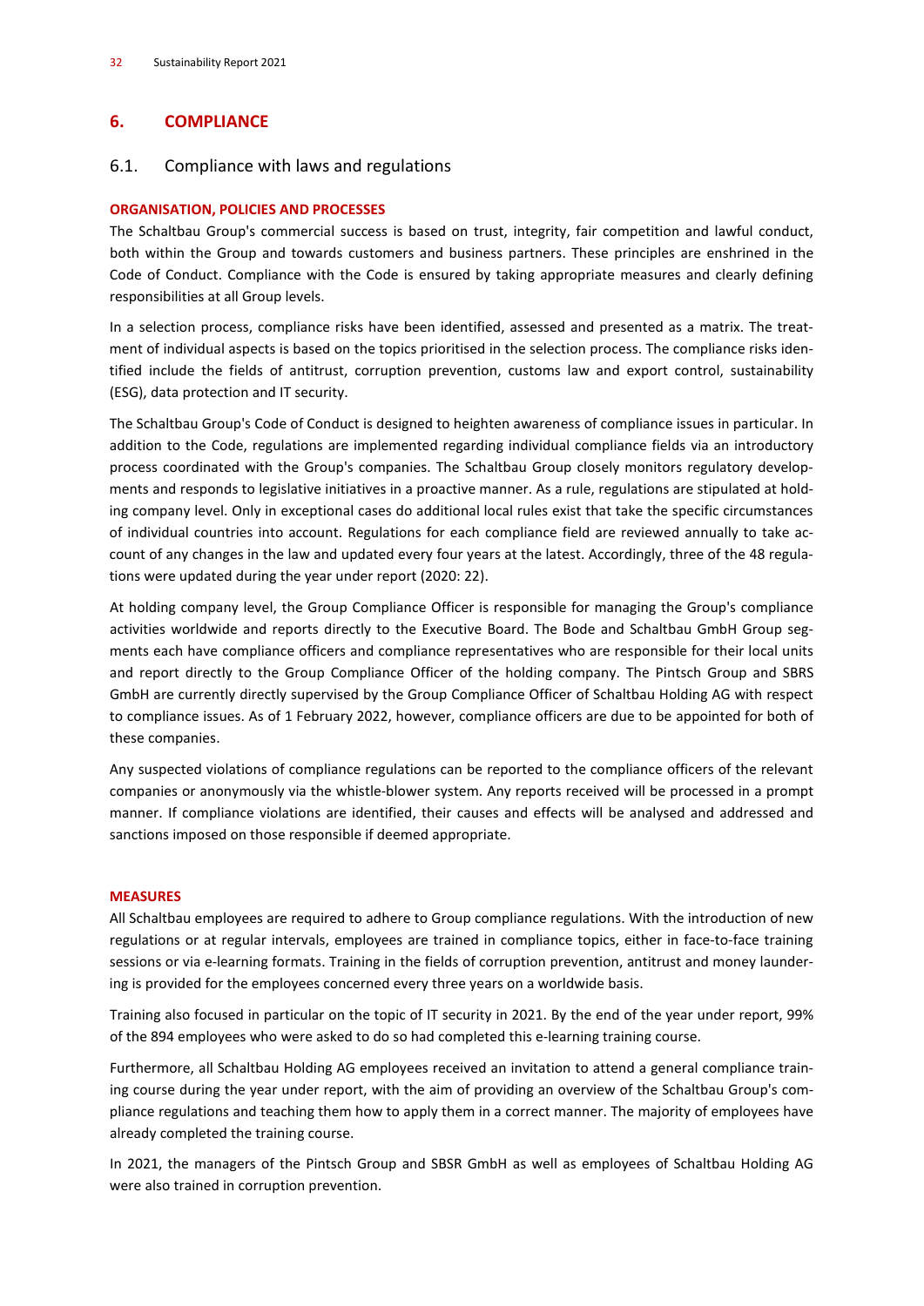# 6. COMPLIANCE

## 6.1. Compliance with laws and regulations

### ORGANISATION, POLICIES AND PROCESSES

The Schaltbau Group's commercial success is based on trust, integrity, fair competition and lawful conduct, both within the Group and towards customers and business partners. These principles are enshrined in the Code of Conduct. Compliance with the Code is ensured by taking appropriate measures and clearly defining responsibilities at all Group levels.

In a selection process, compliance risks have been identified, assessed and presented as a matrix. The treatment of individual aspects is based on the topics prioritised in the selection process. The compliance risks identified include the fields of antitrust, corruption prevention, customs law and export control, sustainability (ESG), data protection and IT security.

The Schaltbau Group's Code of Conduct is designed to heighten awareness of compliance issues in particular. In addition to the Code, regulations are implemented regarding individual compliance fields via an introductory process coordinated with the Group's companies. The Schaltbau Group closely monitors regulatory developments and responds to legislative initiatives in a proactive manner. As a rule, regulations are stipulated at holding company level. Only in exceptional cases do additional local rules exist that take the specific circumstances of individual countries into account. Regulations for each compliance field are reviewed annually to take account of any changes in the law and updated every four years at the latest. Accordingly, three of the 48 regulations were updated during the year under report (2020: 22).

At holding company level, the Group Compliance Officer is responsible for managing the Group's compliance activities worldwide and reports directly to the Executive Board. The Bode and Schaltbau GmbH Group segments each have compliance officers and compliance representatives who are responsible for their local units and report directly to the Group Compliance Officer of the holding company. The Pintsch Group and SBRS GmbH are currently directly supervised by the Group Compliance Officer of Schaltbau Holding AG with respect to compliance issues. As of 1 February 2022, however, compliance officers are due to be appointed for both of these companies.

Any suspected violations of compliance regulations can be reported to the compliance officers of the relevant companies or anonymously via the whistle-blower system. Any reports received will be processed in a prompt manner. If compliance violations are identified, their causes and effects will be analysed and addressed and sanctions imposed on those responsible if deemed appropriate.

### MEASURES

All Schaltbau employees are required to adhere to Group compliance regulations. With the introduction of new regulations or at regular intervals, employees are trained in compliance topics, either in face-to-face training sessions or via e-learning formats. Training in the fields of corruption prevention, antitrust and money laundering is provided for the employees concerned every three years on a worldwide basis.

Training also focused in particular on the topic of IT security in 2021. By the end of the year under report, 99% of the 894 employees who were asked to do so had completed this e-learning training course.

Furthermore, all Schaltbau Holding AG employees received an invitation to attend a general compliance training course during the year under report, with the aim of providing an overview of the Schaltbau Group's compliance regulations and teaching them how to apply them in a correct manner. The majority of employees have already completed the training course.

In 2021, the managers of the Pintsch Group and SBSR GmbH as well as employees of Schaltbau Holding AG were also trained in corruption prevention.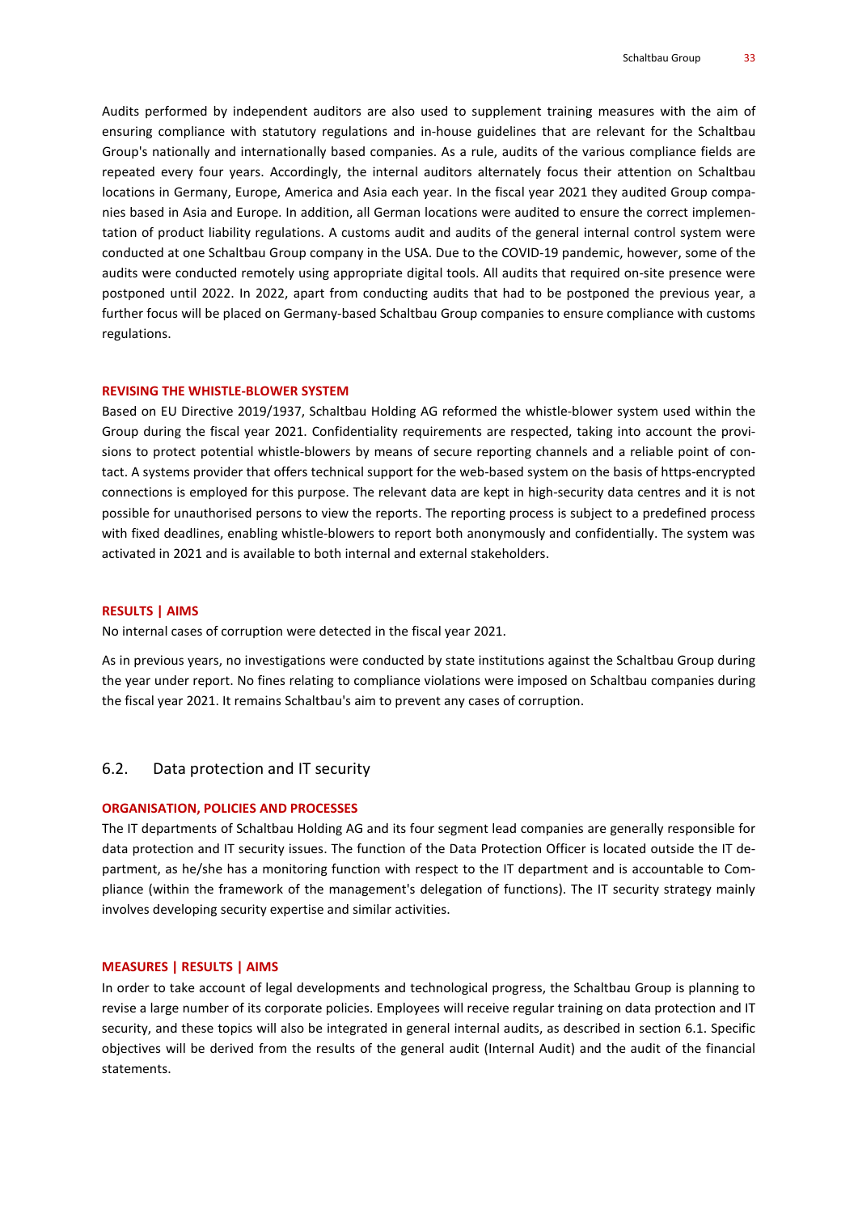Audits performed by independent auditors are also used to supplement training measures with the aim of ensuring compliance with statutory regulations and in-house guidelines that are relevant for the Schaltbau Group's nationally and internationally based companies. As a rule, audits of the various compliance fields are repeated every four years. Accordingly, the internal auditors alternately focus their attention on Schaltbau locations in Germany, Europe, America and Asia each year. In the fiscal year 2021 they audited Group companies based in Asia and Europe. In addition, all German locations were audited to ensure the correct implementation of product liability regulations. A customs audit and audits of the general internal control system were conducted at one Schaltbau Group company in the USA. Due to the COVID-19 pandemic, however, some of the audits were conducted remotely using appropriate digital tools. All audits that required on-site presence were postponed until 2022. In 2022, apart from conducting audits that had to be postponed the previous year, a further focus will be placed on Germany-based Schaltbau Group companies to ensure compliance with customs regulations.

**REVISING THE WHISTLE-BLOWER SYSTEM**

Based on EU Directive 2019/1937, Schaltbau Holding AG reformed the whistle-blower system used within the Group during the fiscal year 2021. Confidentiality requirements are respected, taking into account the provisions to protect potential whistle-blowers by means of secure reporting channels and a reliable point of contact. A systems provider that offers technical support for the web-based system on the basis of https-encrypted connections is employed for this purpose. The relevant data are kept in high-security data centres and it is not possible for unauthorised persons to view the reports. The reporting process is subject to a predefined process with fixed deadlines, enabling whistle-blowers to report both anonymously and confidentially. The system was activated in 2021 and is available to both internal and external stakeholders.

**RESULTS | AIMS**

No internal cases of corruption were detected in the fiscal year 2021.

As in previous years, no investigations were conducted by state institutions against the Schaltbau Group during the year under report. No fines relating to compliance violations were imposed on Schaltbau companies during the fiscal year 2021. It remains Schaltbau's aim to prevent any cases of corruption.

## 6.2. Data protection and IT security

**ORGANISATION, POLICIES AND PROCESSES**

The IT departments of Schaltbau Holding AG and its four segment lead companies are generally responsible for data protection and IT security issues. The function of the Data Protection Officer is located outside the IT department, as he/she has a monitoring function with respect to the IT department and is accountable to Compliance (within the framework of the management's delegation of functions). The IT security strategy mainly involves developing security expertise and similar activities.

**MEASURES | RESULTS | AIMS**

In order to take account of legal developments and technological progress, the Schaltbau Group is planning to revise a large number of its corporate policies. Employees will receive regular training on data protection and IT security, and these topics will also be integrated in general internal audits, as described in section 6.1. Specific objectives will be derived from the results of the general audit (Internal Audit) and the audit of the financial statements.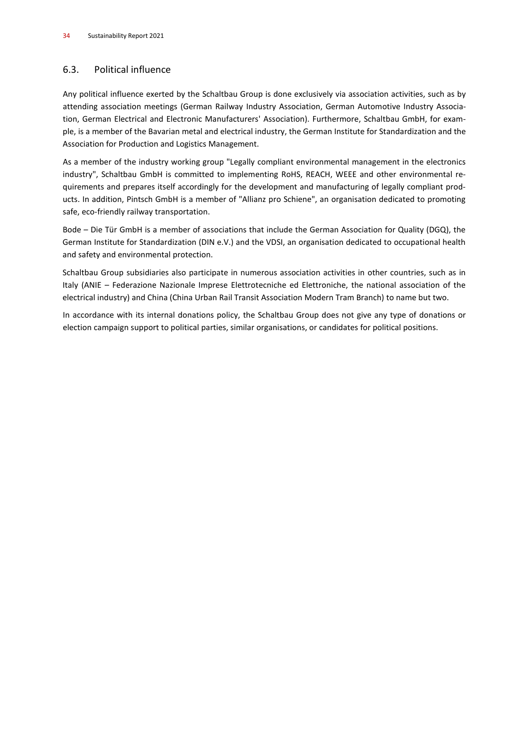## 6.3. Political influence

Any political influence exerted by the Schaltbau Group is done exclusively via association activities, such as by attending association meetings (German Railway Industry Association, German Automotive Industry Association, German Electrical and Electronic Manufacturers' Association). Furthermore, Schaltbau GmbH, for example, is a member of the Bavarian metal and electrical industry, the German Institute for Standardization and the Association for Production and Logistics Management.

As a member of the industry working group "Legally compliant environmental management in the electronics industry", Schaltbau GmbH is committed to implementing RoHS, REACH, WEEE and other environmental requirements and prepares itself accordingly for the development and manufacturing of legally compliant products. In addition, Pintsch GmbH is a member of "Allianz pro Schiene", an organisation dedicated to promoting safe, eco-friendly railway transportation.

Bode – Die Tür GmbH is a member of associations that include the German Association for Quality (DGQ), the German Institute for Standardization (DIN e.V.) and the VDSI, an organisation dedicated to occupational health and safety and environmental protection.

Schaltbau Group subsidiaries also participate in numerous association activities in other countries, such as in Italy (ANIE – Federazione Nazionale Imprese Elettrotecniche ed Elettroniche, the national association of the electrical industry) and China (China Urban Rail Transit Association Modern Tram Branch) to name but two.

In accordance with its internal donations policy, the Schaltbau Group does not give any type of donations or election campaign support to political parties, similar organisations, or candidates for political positions.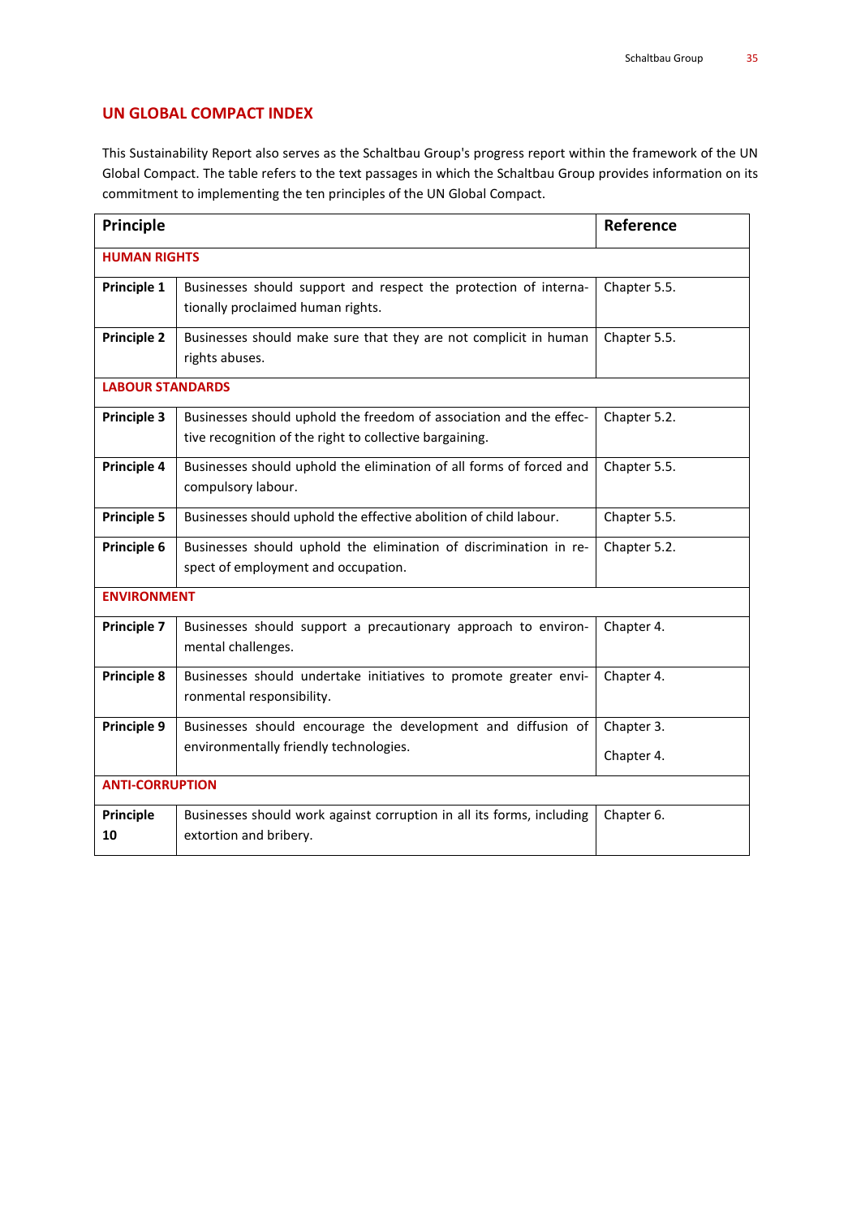## UN GLOBAL COMPACT INDEX

This Sustainability Report also serves as the Schaltbau Group's progress report within the framework of the UN Global Compact. The table refers to the text passages in which the Schaltbau Group provides information on its commitment to implementing the ten principles of the UN Global Compact.

| Principle | | Reference |
|---|---|---|
| **HUMAN RIGHTS** | | |
| **Principle 1** | Businesses should support and respect the protection of internationally proclaimed human rights. | Chapter 5.5. |
| **Principle 2** | Businesses should make sure that they are not complicit in human rights abuses. | Chapter 5.5. |
| **LABOUR STANDARDS** | | |
| **Principle 3** | Businesses should uphold the freedom of association and the effective recognition of the right to collective bargaining. | Chapter 5.2. |
| **Principle 4** | Businesses should uphold the elimination of all forms of forced and compulsory labour. | Chapter 5.5. |
| **Principle 5** | Businesses should uphold the effective abolition of child labour. | Chapter 5.5. |
| **Principle 6** | Businesses should uphold the elimination of discrimination in respect of employment and occupation. | Chapter 5.2. |
| **ENVIRONMENT** | | |
| **Principle 7** | Businesses should support a precautionary approach to environmental challenges. | Chapter 4. |
| **Principle 8** | Businesses should undertake initiatives to promote greater environmental responsibility. | Chapter 4. |
| **Principle 9** | Businesses should encourage the development and diffusion of environmentally friendly technologies. | Chapter 3.<br>Chapter 4. |
| **ANTI-CORRUPTION** | | |
| **Principle 10** | Businesses should work against corruption in all its forms, including extortion and bribery. | Chapter 6. |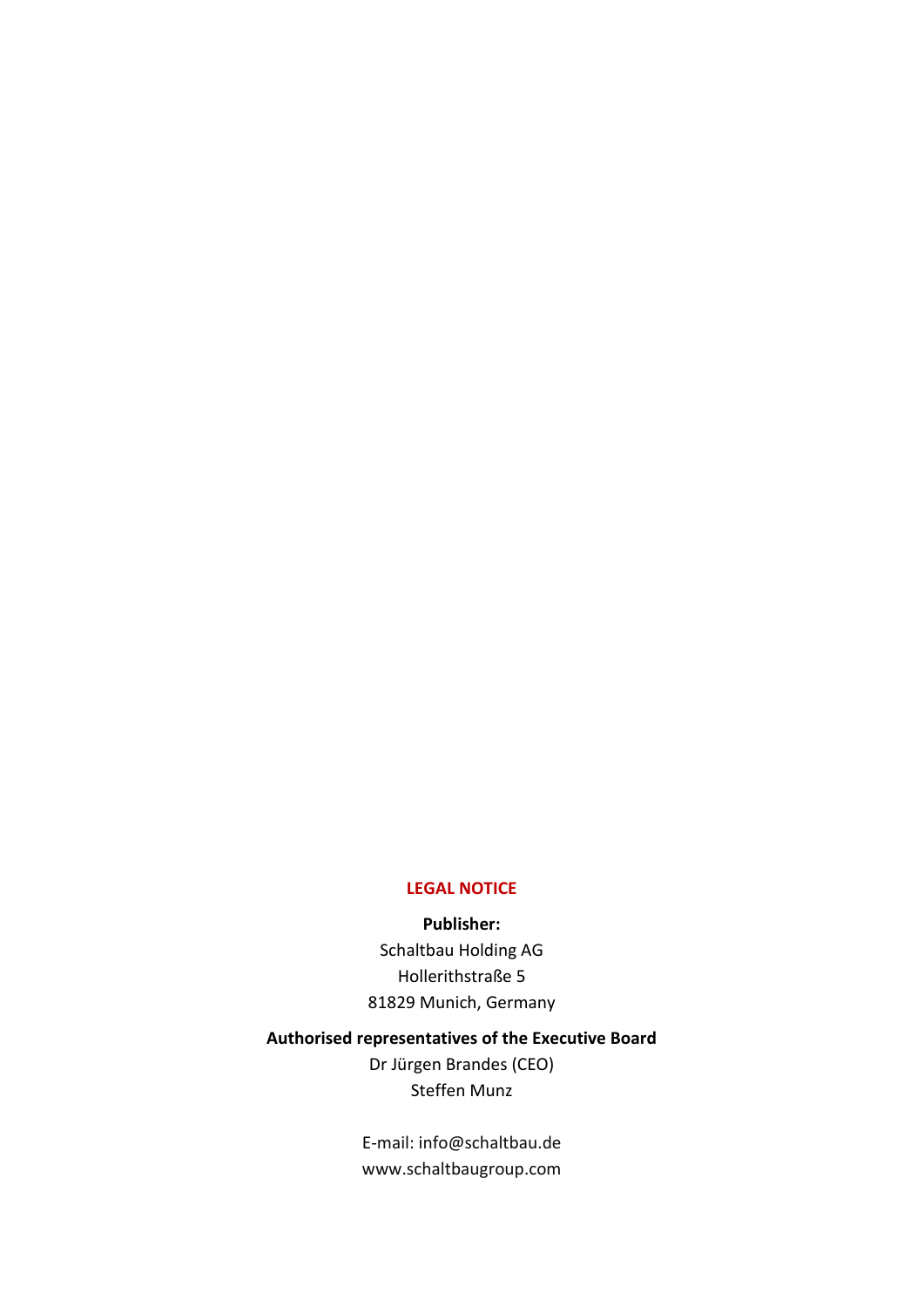## LEGAL NOTICE

**Publisher:**

Schaltbau Holding AG
Hollerithstraße 5
81829 Munich, Germany

**Authorised representatives of the Executive Board**

Dr Jürgen Brandes (CEO)
Steffen Munz

E-mail: info@schaltbau.de
www.schaltbaugroup.com